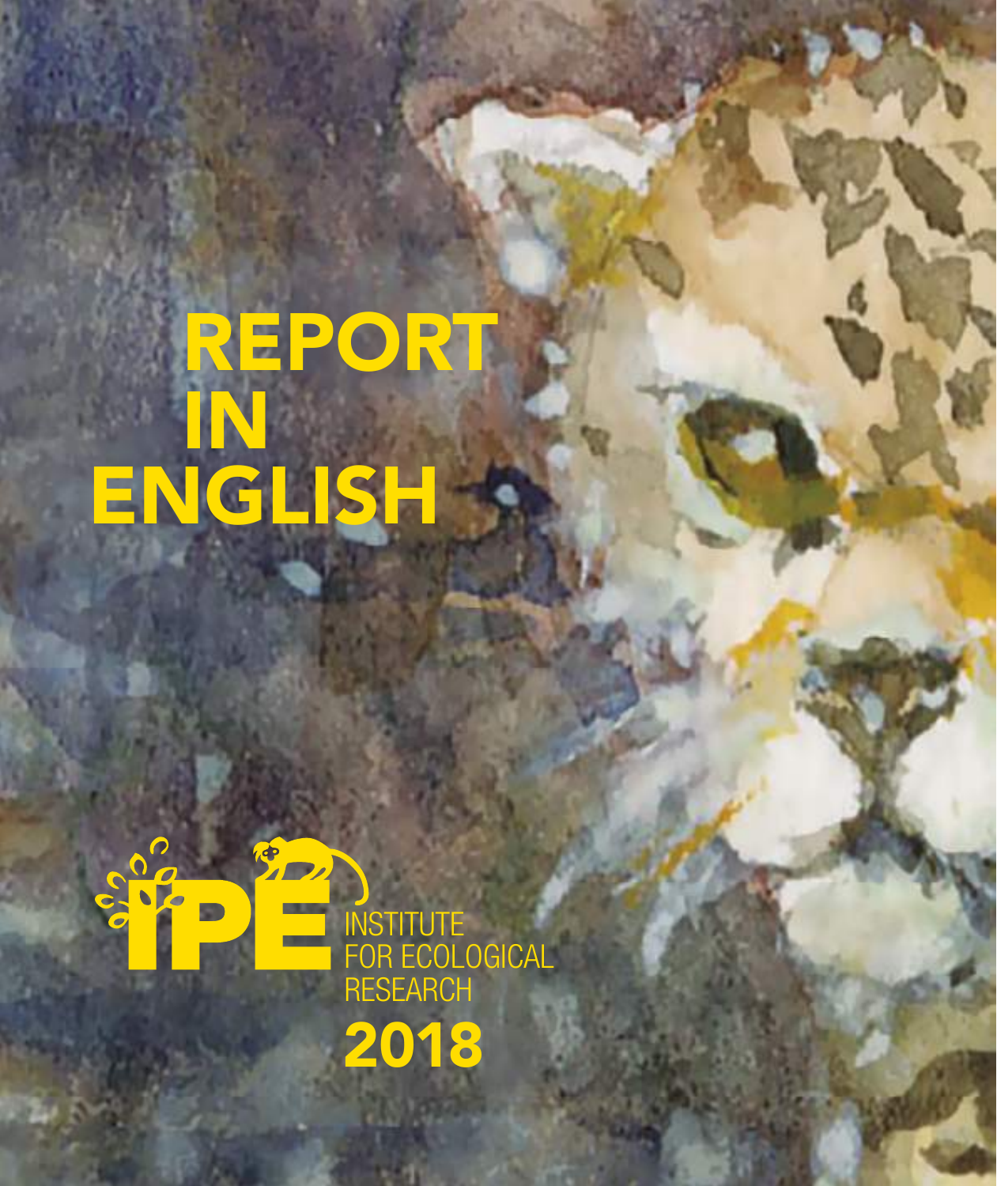# REPORT IN ENGLISH

IPÊ INSTITUTE FOR ECOLOGICAL RESEARCH

**2018**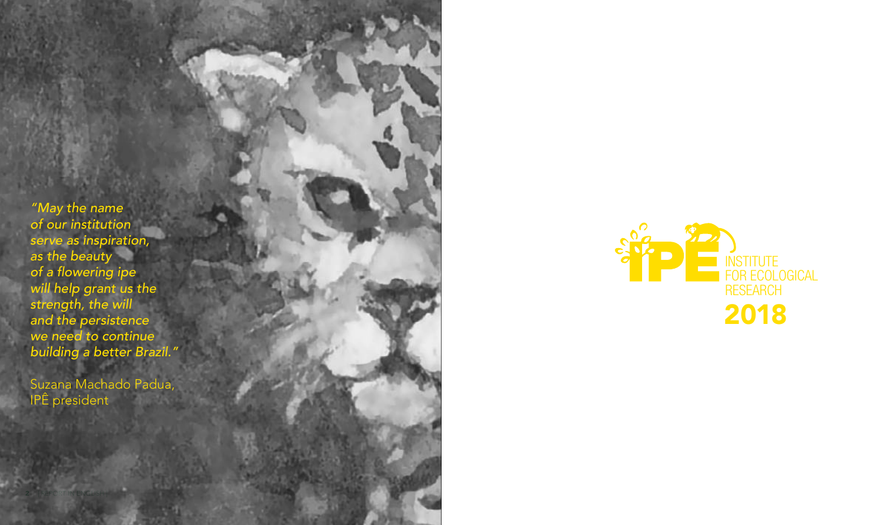*"May the name of our institution serve as inspiration, as the beauty of a flowering ipe will help grant us the strength, the will and the persistence we need to continue building a better Brazil."*

Suzana Machado Padua,
IPÊ president

IPÊ
INSTITUTE FOR ECOLOGICAL RESEARCH

**2018**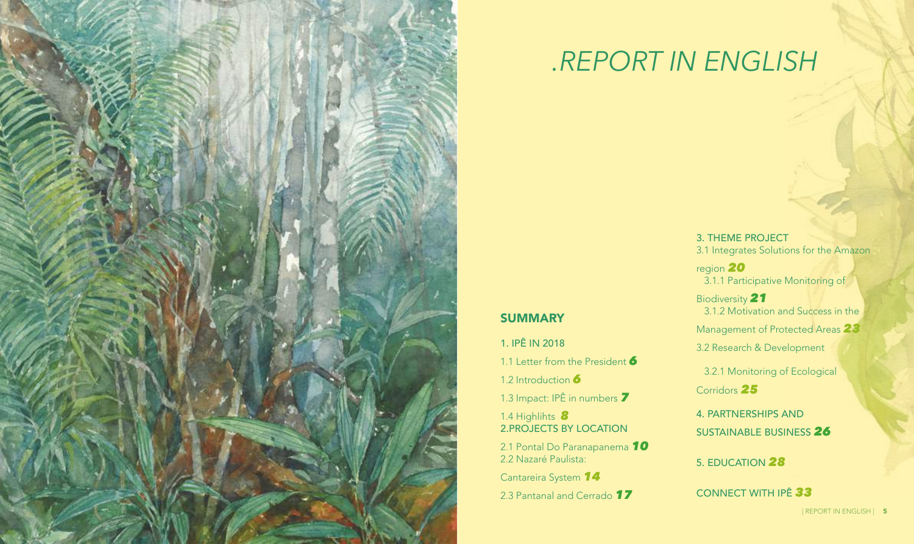# .REPORT IN ENGLISH

## SUMMARY

1. IPÊ IN 2018

1.1 Letter from the President ***6***

1.2 Introduction ***6***

1.3 Impact: IPÊ in numbers ***7***

1.4 Highlihts ***8***

2.PROJECTS BY LOCATION

2.1 Pontal Do Paranapanema ***10***

2.2 Nazaré Paulista:

Cantareira System ***14***

2.3 Pantanal and Cerrado ***17***

3. THEME PROJECT

3.1 Integrates Solutions for the Amazon region ***20***

3.1.1 Participative Monitoring of Biodiversity ***21***

3.1.2 Motivation and Success in the Management of Protected Areas ***23***

3.2 Research & Development

3.2.1 Monitoring of Ecological Corridors ***25***

4. PARTNERSHIPS AND SUSTAINABLE BUSINESS ***26***

5. EDUCATION ***28***

CONNECT WITH IPÊ ***33***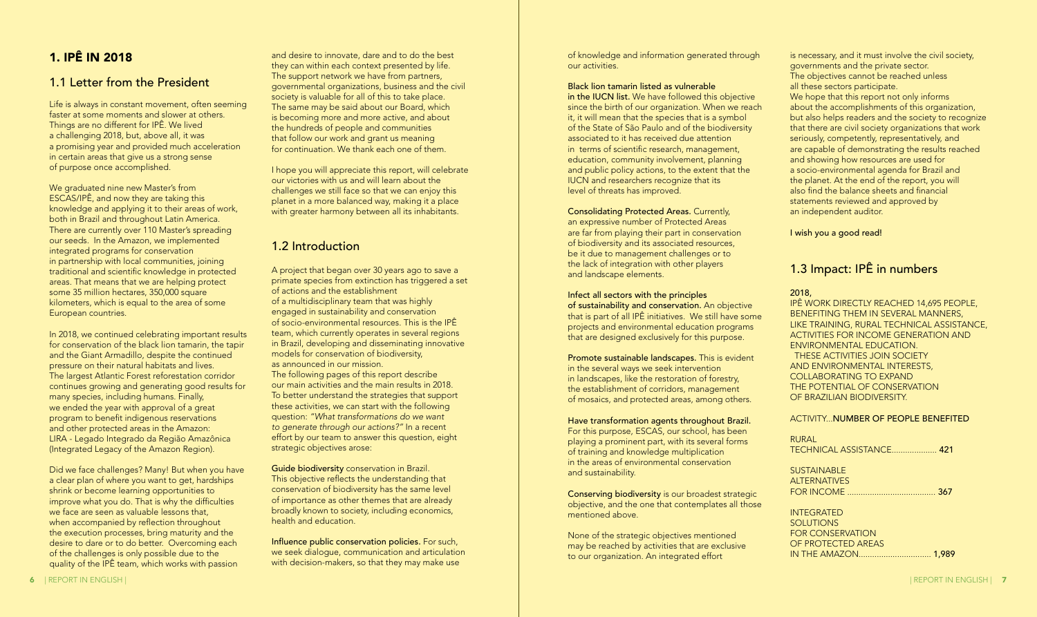# 1. IPÊ IN 2018

## 1.1 Letter from the President

Life is always in constant movement, often seeming faster at some moments and slower at others. Things are no different for IPÊ. We lived a challenging 2018, but, above all, it was a promising year and provided much acceleration in certain areas that give us a strong sense of purpose once accomplished.

We graduated nine new Master's from ESCAS/IPÊ, and now they are taking this knowledge and applying it to their areas of work, both in Brazil and throughout Latin America. There are currently over 110 Master's spreading our seeds. In the Amazon, we implemented integrated programs for conservation in partnership with local communities, joining traditional and scientific knowledge in protected areas. That means that we are helping protect some 35 million hectares, 350,000 square kilometers, which is equal to the area of some European countries.

In 2018, we continued celebrating important results for conservation of the black lion tamarin, the tapir and the Giant Armadillo, despite the continued pressure on their natural habitats and lives. The largest Atlantic Forest reforestation corridor continues growing and generating good results for many species, including humans. Finally, we ended the year with approval of a great program to benefit indigenous reservations and other protected areas in the Amazon: LIRA - Legado Integrado da Região Amazônica (Integrated Legacy of the Amazon Region).

Did we face challenges? Many! But when you have a clear plan of where you want to get, hardships shrink or become learning opportunities to improve what you do. That is why the difficulties we face are seen as valuable lessons that, when accompanied by reflection throughout the execution processes, bring maturity and the desire to dare or to do better. Overcoming each of the challenges is only possible due to the quality of the IPÊ team, which works with passion and desire to innovate, dare and to do the best they can within each context presented by life. The support network we have from partners, governmental organizations, business and the civil society is valuable for all of this to take place. The same may be said about our Board, which is becoming more and more active, and about the hundreds of people and communities that follow our work and grant us meaning for continuation. We thank each one of them.

I hope you will appreciate this report, will celebrate our victories with us and will learn about the challenges we still face so that we can enjoy this planet in a more balanced way, making it a place with greater harmony between all its inhabitants.

## 1.2 Introduction

A project that began over 30 years ago to save a primate species from extinction has triggered a set of actions and the establishment of a multidisciplinary team that was highly engaged in sustainability and conservation of socio-environmental resources. This is the IPÊ team, which currently operates in several regions in Brazil, developing and disseminating innovative models for conservation of biodiversity, as announced in our mission.
The following pages of this report describe our main activities and the main results in 2018. To better understand the strategies that support these activities, we can start with the following question: *"What transformations do we want to generate through our actions?"* In a recent effort by our team to answer this question, eight strategic objectives arose:

**Guide biodiversity** conservation in Brazil. This objective reflects the understanding that conservation of biodiversity has the same level of importance as other themes that are already broadly known to society, including economics, health and education.

**Influence public conservation policies.** For such, we seek dialogue, communication and articulation with decision-makers, so that they may make use of knowledge and information generated through our activities.

**Black lion tamarin listed as vulnerable in the IUCN list.** We have followed this objective since the birth of our organization. When we reach it, it will mean that the species that is a symbol of the State of São Paulo and of the biodiversity associated to it has received due attention in terms of scientific research, management, education, community involvement, planning and public policy actions, to the extent that the IUCN and researchers recognize that its level of threats has improved.

**Consolidating Protected Areas.** Currently, an expressive number of Protected Areas are far from playing their part in conservation of biodiversity and its associated resources, be it due to management challenges or to the lack of integration with other players and landscape elements.

**Infect all sectors with the principles of sustainability and conservation.** An objective that is part of all IPÊ initiatives. We still have some projects and environmental education programs that are designed exclusively for this purpose.

**Promote sustainable landscapes.** This is evident in the several ways we seek intervention in landscapes, like the restoration of forestry, the establishment of corridors, management of mosaics, and protected areas, among others.

**Have transformation agents throughout Brazil.** For this purpose, ESCAS, our school, has been playing a prominent part, with its several forms of training and knowledge multiplication in the areas of environmental conservation and sustainability.

**Conserving biodiversity** is our broadest strategic objective, and the one that contemplates all those mentioned above.

None of the strategic objectives mentioned may be reached by activities that are exclusive to our organization. An integrated effort is necessary, and it must involve the civil society, governments and the private sector. The objectives cannot be reached unless all these sectors participate.
We hope that this report not only informs about the accomplishments of this organization, but also helps readers and the society to recognize that there are civil society organizations that work seriously, competently, representatively, and are capable of demonstrating the results reached and showing how resources are used for a socio-environmental agenda for Brazil and the planet. At the end of the report, you will also find the balance sheets and financial statements reviewed and approved by an independent auditor.

**I wish you a good read!**

## 1.3 Impact: IPÊ in numbers

**2018,**
IPÊ WORK DIRECTLY REACHED 14,695 PEOPLE, BENEFITING THEM IN SEVERAL MANNERS, LIKE TRAINING, RURAL TECHNICAL ASSISTANCE, ACTIVITIES FOR INCOME GENERATION AND ENVIRONMENTAL EDUCATION. THESE ACTIVITIES JOIN SOCIETY AND ENVIRONMENTAL INTERESTS, COLLABORATING TO EXPAND THE POTENTIAL OF CONSERVATION OF BRAZILIAN BIODIVERSITY.

| ACTIVITY | NUMBER OF PEOPLE BENEFITED |
|---|---|
| RURAL TECHNICAL ASSISTANCE | 421 |
| SUSTAINABLE ALTERNATIVES FOR INCOME | 367 |
| INTEGRATED SOLUTIONS FOR CONSERVATION OF PROTECTED AREAS IN THE AMAZON | 1,989 |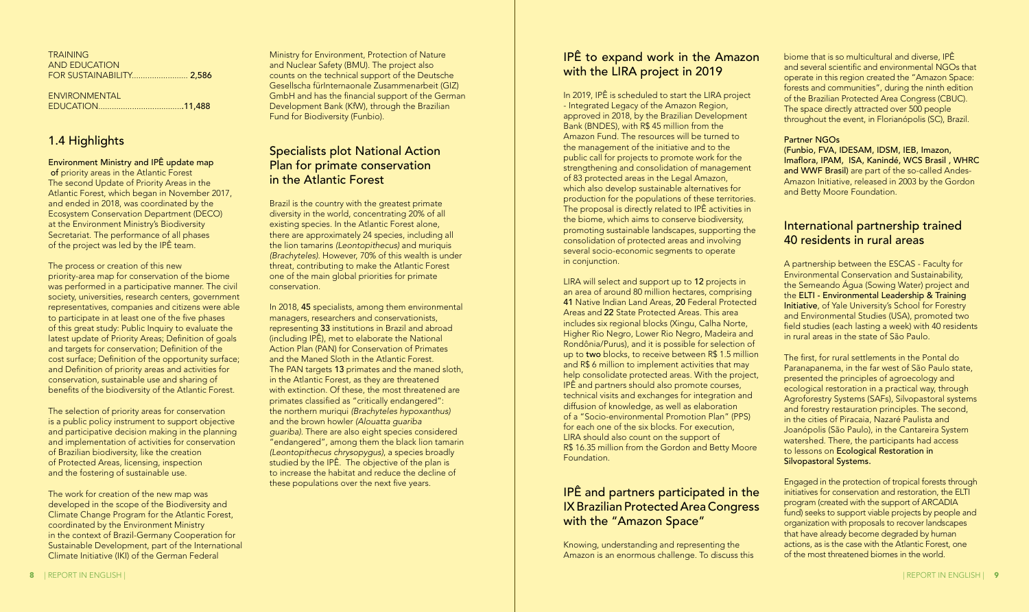TRAINING
AND EDUCATION
FOR SUSTAINABILITY........................ **2,586**

ENVIRONMENTAL
EDUCATION......................................**11,488**

## 1.4 Highlights

**Environment Ministry and IPÊ update map of** priority areas in the Atlantic Forest

The second Update of Priority Areas in the Atlantic Forest, which began in November 2017, and ended in 2018, was coordinated by the Ecosystem Conservation Department (DECO) at the Environment Ministry's Biodiversity Secretariat. The performance of all phases of the project was led by the IPÊ team.

The process or creation of this new priority-area map for conservation of the biome was performed in a participative manner. The civil society, universities, research centers, government representatives, companies and citizens were able to participate in at least one of the five phases of this great study: Public Inquiry to evaluate the latest update of Priority Areas; Definition of goals and targets for conservation; Definition of the cost surface; Definition of the opportunity surface; and Definition of priority areas and activities for conservation, sustainable use and sharing of benefits of the biodiversity of the Atlantic Forest.

The selection of priority areas for conservation is a public policy instrument to support objective and participative decision making in the planning and implementation of activities for conservation of Brazilian biodiversity, like the creation of Protected Areas, licensing, inspection and the fostering of sustainable use.

The work for creation of the new map was developed in the scope of the Biodiversity and Climate Change Program for the Atlantic Forest, coordinated by the Environment Ministry in the context of Brazil-Germany Cooperation for Sustainable Development, part of the International Climate Initiative (IKI) of the German Federal Ministry for Environment, Protection of Nature and Nuclear Safety (BMU). The project also counts on the technical support of the Deutsche Gesellscha fürInternaonale Zusammenarbeit (GIZ) GmbH and has the financial support of the German Development Bank (KfW), through the Brazilian Fund for Biodiversity (Funbio).

## Specialists plot National Action Plan for primate conservation in the Atlantic Forest

Brazil is the country with the greatest primate diversity in the world, concentrating 20% of all existing species. In the Atlantic Forest alone, there are approximately 24 species, including all the lion tamarins *(Leontopithecus)* and muriquis *(Brachyteles)*. However, 70% of this wealth is under threat, contributing to make the Atlantic Forest one of the main global priorities for primate conservation.

In 2018, **45** specialists, among them environmental managers, researchers and conservationists, representing **33** institutions in Brazil and abroad (including IPÊ), met to elaborate the National Action Plan (PAN) for Conservation of Primates and the Maned Sloth in the Atlantic Forest. The PAN targets **13** primates and the maned sloth, in the Atlantic Forest, as they are threatened with extinction. Of these, the most threatened are primates classified as "critically endangered": the northern muriqui *(Brachyteles hypoxanthus)* and the brown howler *(Alouatta guariba guariba)*. There are also eight species considered "endangered", among them the black lion tamarin *(Leontopithecus chrysopygus)*, a species broadly studied by the IPÊ. The objective of the plan is to increase the habitat and reduce the decline of these populations over the next five years.

## IPÊ to expand work in the Amazon with the LIRA project in 2019

In 2019, IPÊ is scheduled to start the LIRA project - Integrated Legacy of the Amazon Region, approved in 2018, by the Brazilian Development Bank (BNDES), with R$ 45 million from the Amazon Fund. The resources will be turned to the management of the initiative and to the public call for projects to promote work for the strengthening and consolidation of management of 83 protected areas in the Legal Amazon, which also develop sustainable alternatives for production for the populations of these territories. The proposal is directly related to IPÊ activities in the biome, which aims to conserve biodiversity, promoting sustainable landscapes, supporting the consolidation of protected areas and involving several socio-economic segments to operate in conjunction.

LIRA will select and support up to **12** projects in an area of around 80 million hectares, comprising **41** Native Indian Land Areas, **20** Federal Protected Areas and **22** State Protected Areas. This area includes six regional blocks (Xingu, Calha Norte, Higher Rio Negro, Lower Rio Negro, Madeira and Rondônia/Purus), and it is possible for selection of up to **two** blocks, to receive between R$ 1.5 million and R$ 6 million to implement activities that may help consolidate protected areas. With the project, IPÊ and partners should also promote courses, technical visits and exchanges for integration and diffusion of knowledge, as well as elaboration of a "Socio-environmental Promotion Plan" (PPS) for each one of the six blocks. For execution, LIRA should also count on the support of R$ 16.35 million from the Gordon and Betty Moore Foundation.

## IPÊ and partners participated in the IX Brazilian Protected Area Congress with the "Amazon Space"

Knowing, understanding and representing the Amazon is an enormous challenge. To discuss this biome that is so multicultural and diverse, IPÊ and several scientific and environmental NGOs that operate in this region created the "Amazon Space: forests and communities", during the ninth edition of the Brazilian Protected Area Congress (CBUC). The space directly attracted over 500 people throughout the event, in Florianópolis (SC), Brazil.

**Partner NGOs**
**(Funbio, FVA, IDESAM, IDSM, IEB, Imazon, Imaflora, IPAM, ISA, Kanindé, WCS Brasil , WHRC and WWF Brasil)** are part of the so-called Andes-Amazon Initiative, released in 2003 by the Gordon and Betty Moore Foundation.

## International partnership trained 40 residents in rural areas

A partnership between the ESCAS - Faculty for Environmental Conservation and Sustainability, the Semeando Água (Sowing Water) project and the **ELTI - Environmental Leadership & Training Initiative**, of Yale University's School for Forestry and Environmental Studies (USA), promoted two field studies (each lasting a week) with 40 residents in rural areas in the state of São Paulo.

The first, for rural settlements in the Pontal do Paranapanema, in the far west of São Paulo state, presented the principles of agroecology and ecological restoration in a practical way, through Agroforestry Systems (SAFs), Silvopastoral systems and forestry restauration principles. The second, in the cities of Piracaia, Nazaré Paulista and Joanópolis (São Paulo), in the Cantareira System watershed. There, the participants had access to lessons on **Ecological Restoration in Silvopastoral Systems.**

Engaged in the protection of tropical forests through initiatives for conservation and restoration, the ELTI program (created with the support of ARCADIA fund) seeks to support viable projects by people and organization with proposals to recover landscapes that have already become degraded by human actions, as is the case with the Atlantic Forest, one of the most threatened biomes in the world.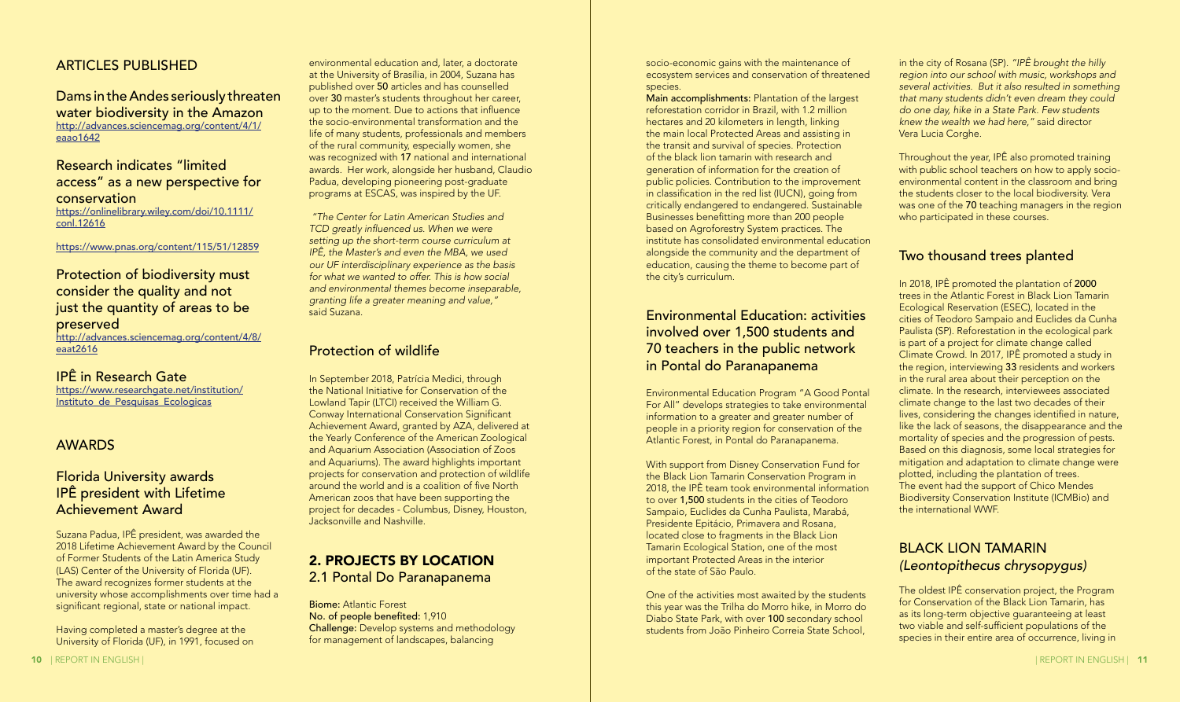## ARTICLES PUBLISHED

### Dams in the Andes seriously threaten water biodiversity in the Amazon

http://advances.sciencemag.org/content/4/1/eaao1642

### Research indicates "limited access" as a new perspective for conservation

https://onlinelibrary.wiley.com/doi/10.1111/conl.12616

https://www.pnas.org/content/115/51/12859

### Protection of biodiversity must consider the quality and not just the quantity of areas to be preserved

http://advances.sciencemag.org/content/4/8/eaat2616

### IPÊ in Research Gate

https://www.researchgate.net/institution/Instituto_de_Pesquisas_Ecologicas

## AWARDS

### Florida University awards IPÊ president with Lifetime Achievement Award

Suzana Padua, IPÊ president, was awarded the 2018 Lifetime Achievement Award by the Council of Former Students of the Latin America Study (LAS) Center of the University of Florida (UF). The award recognizes former students at the university whose accomplishments over time had a significant regional, state or national impact.

Having completed a master's degree at the University of Florida (UF), in 1991, focused on environmental education and, later, a doctorate at the University of Brasília, in 2004, Suzana has published over **50** articles and has counselled over **30** master's students throughout her career, up to the moment. Due to actions that influence the socio-environmental transformation and the life of many students, professionals and members of the rural community, especially women, she was recognized with **17** national and international awards. Her work, alongside her husband, Claudio Padua, developing pioneering post-graduate programs at ESCAS, was inspired by the UF.

*"The Center for Latin American Studies and TCD greatly influenced us. When we were setting up the short-term course curriculum at IPÊ, the Master's and even the MBA, we used our UF interdisciplinary experience as the basis for what we wanted to offer. This is how social and environmental themes become inseparable, granting life a greater meaning and value,"* said Suzana.

### Protection of wildlife

In September 2018, Patrícia Medici, through the National Initiative for Conservation of the Lowland Tapir (LTCI) received the William G. Conway International Conservation Significant Achievement Award, granted by AZA, delivered at the Yearly Conference of the American Zoological and Aquarium Association (Association of Zoos and Aquariums). The award highlights important projects for conservation and protection of wildlife around the world and is a coalition of five North American zoos that have been supporting the project for decades - Columbus, Disney, Houston, Jacksonville and Nashville.

## 2. PROJECTS BY LOCATION

### 2.1 Pontal Do Paranapanema

**Biome:** Atlantic Forest
**No. of people benefited:** 1,910
**Challenge:** Develop systems and methodology for management of landscapes, balancing socio-economic gains with the maintenance of ecosystem services and conservation of threatened species.
**Main accomplishments:** Plantation of the largest reforestation corridor in Brazil, with 1.2 million hectares and 20 kilometers in length, linking the main local Protected Areas and assisting in the transit and survival of species. Protection of the black lion tamarin with research and generation of information for the creation of public policies. Contribution to the improvement in classification in the red list (IUCN), going from critically endangered to endangered. Sustainable Businesses benefitting more than 200 people based on Agroforestry System practices. The institute has consolidated environmental education alongside the community and the department of education, causing the theme to become part of the city's curriculum.

### Environmental Education: activities involved over 1,500 students and 70 teachers in the public network in Pontal do Paranapanema

Environmental Education Program "A Good Pontal For All" develops strategies to take environmental information to a greater and greater number of people in a priority region for conservation of the Atlantic Forest, in Pontal do Paranapanema.

With support from Disney Conservation Fund for the Black Lion Tamarin Conservation Program in 2018, the IPÊ team took environmental information to over **1,500** students in the cities of Teodoro Sampaio, Euclides da Cunha Paulista, Marabá, Presidente Epitácio, Primavera and Rosana, located close to fragments in the Black Lion Tamarin Ecological Station, one of the most important Protected Areas in the interior of the state of São Paulo.

One of the activities most awaited by the students this year was the Trilha do Morro hike, in Morro do Diabo State Park, with over **100** secondary school students from João Pinheiro Correia State School, in the city of Rosana (SP). *"IPÊ brought the hilly region into our school with music, workshops and several activities. But it also resulted in something that many students didn't even dream they could do one day, hike in a State Park. Few students knew the wealth we had here,"* said director Vera Lucia Corghe.

Throughout the year, IPÊ also promoted training with public school teachers on how to apply socio-environmental content in the classroom and bring the students closer to the local biodiversity. Vera was one of the **70** teaching managers in the region who participated in these courses.

### Two thousand trees planted

In 2018, IPÊ promoted the plantation of **2000** trees in the Atlantic Forest in Black Lion Tamarin Ecological Reservation (ESEC), located in the cities of Teodoro Sampaio and Euclides da Cunha Paulista (SP). Reforestation in the ecological park is part of a project for climate change called Climate Crowd. In 2017, IPÊ promoted a study in the region, interviewing **33** residents and workers in the rural area about their perception on the climate. In the research, interviewees associated climate change to the last two decades of their lives, considering the changes identified in nature, like the lack of seasons, the disappearance and the mortality of species and the progression of pests. Based on this diagnosis, some local strategies for mitigation and adaptation to climate change were plotted, including the plantation of trees.
The event had the support of Chico Mendes Biodiversity Conservation Institute (ICMBio) and the international WWF.

### BLACK LION TAMARIN *(Leontopithecus chrysopygus)*

The oldest IPÊ conservation project, the Program for Conservation of the Black Lion Tamarin, has as its long-term objective guaranteeing at least two viable and self-sufficient populations of the species in their entire area of occurrence, living in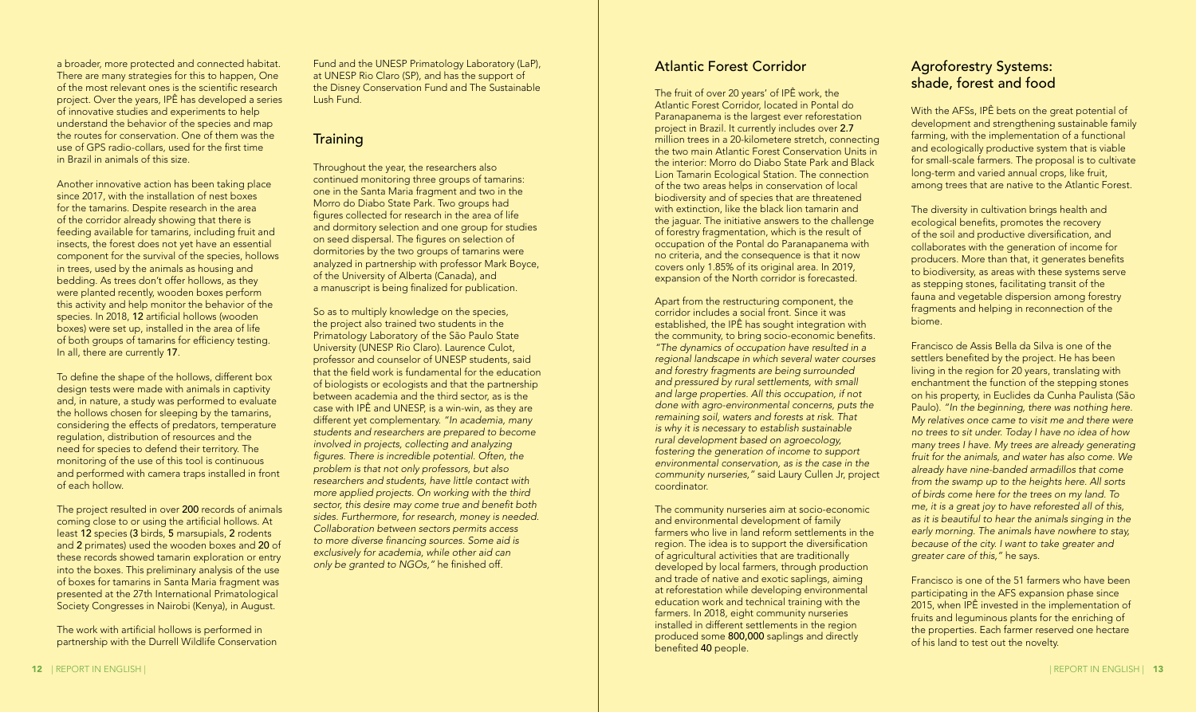a broader, more protected and connected habitat. There are many strategies for this to happen, One of the most relevant ones is the scientific research project. Over the years, IPÊ has developed a series of innovative studies and experiments to help understand the behavior of the species and map the routes for conservation. One of them was the use of GPS radio-collars, used for the first time in Brazil in animals of this size.

Another innovative action has been taking place since 2017, with the installation of nest boxes for the tamarins. Despite research in the area of the corridor already showing that there is feeding available for tamarins, including fruit and insects, the forest does not yet have an essential component for the survival of the species, hollows in trees, used by the animals as housing and bedding. As trees don't offer hollows, as they were planted recently, wooden boxes perform this activity and help monitor the behavior of the species. In 2018, **12** artificial hollows (wooden boxes) were set up, installed in the area of life of both groups of tamarins for efficiency testing. In all, there are currently **17**.

To define the shape of the hollows, different box design tests were made with animals in captivity and, in nature, a study was performed to evaluate the hollows chosen for sleeping by the tamarins, considering the effects of predators, temperature regulation, distribution of resources and the need for species to defend their territory. The monitoring of the use of this tool is continuous and performed with camera traps installed in front of each hollow.

The project resulted in over **200** records of animals coming close to or using the artificial hollows. At least **12** species (**3** birds, **5** marsupials, **2** rodents and **2** primates) used the wooden boxes and **20** of these records showed tamarin exploration or entry into the boxes. This preliminary analysis of the use of boxes for tamarins in Santa Maria fragment was presented at the 27th International Primatological Society Congresses in Nairobi (Kenya), in August.

The work with artificial hollows is performed in partnership with the Durrell Wildlife Conservation Fund and the UNESP Primatology Laboratory (LaP), at UNESP Rio Claro (SP), and has the support of the Disney Conservation Fund and The Sustainable Lush Fund.

## Training

Throughout the year, the researchers also continued monitoring three groups of tamarins: one in the Santa Maria fragment and two in the Morro do Diabo State Park. Two groups had figures collected for research in the area of life and dormitory selection and one group for studies on seed dispersal. The figures on selection of dormitories by the two groups of tamarins were analyzed in partnership with professor Mark Boyce, of the University of Alberta (Canada), and a manuscript is being finalized for publication.

So as to multiply knowledge on the species, the project also trained two students in the Primatology Laboratory of the São Paulo State University (UNESP Rio Claro). Laurence Culot, professor and counselor of UNESP students, said that the field work is fundamental for the education of biologists or ecologists and that the partnership between academia and the third sector, as is the case with IPÊ and UNESP, is a win-win, as they are different yet complementary. *"In academia, many students and researchers are prepared to become involved in projects, collecting and analyzing figures. There is incredible potential. Often, the problem is that not only professors, but also researchers and students, have little contact with more applied projects. On working with the third sector, this desire may come true and benefit both sides. Furthermore, for research, money is needed. Collaboration between sectors permits access to more diverse financing sources. Some aid is exclusively for academia, while other aid can only be granted to NGOs,"* he finished off.

## Atlantic Forest Corridor

The fruit of over 20 years' of IPÊ work, the Atlantic Forest Corridor, located in Pontal do Paranapanema is the largest ever reforestation project in Brazil. It currently includes over **2.7** million trees in a 20-kilometere stretch, connecting the two main Atlantic Forest Conservation Units in the interior: Morro do Diabo State Park and Black Lion Tamarin Ecological Station. The connection of the two areas helps in conservation of local biodiversity and of species that are threatened with extinction, like the black lion tamarin and the jaguar. The initiative answers to the challenge of forestry fragmentation, which is the result of occupation of the Pontal do Paranapanema with no criteria, and the consequence is that it now covers only 1.85% of its original area. In 2019, expansion of the North corridor is forecasted.

Apart from the restructuring component, the corridor includes a social front. Since it was established, the IPÊ has sought integration with the community, to bring socio-economic benefits. *"The dynamics of occupation have resulted in a regional landscape in which several water courses and forestry fragments are being surrounded and pressured by rural settlements, with small and large properties. All this occupation, if not done with agro-environmental concerns, puts the remaining soil, waters and forests at risk. That is why it is necessary to establish sustainable rural development based on agroecology, fostering the generation of income to support environmental conservation, as is the case in the community nurseries,"* said Laury Cullen Jr, project coordinator.

The community nurseries aim at socio-economic and environmental development of family farmers who live in land reform settlements in the region. The idea is to support the diversification of agricultural activities that are traditionally developed by local farmers, through production and trade of native and exotic saplings, aiming at reforestation while developing environmental education work and technical training with the farmers. In 2018, eight community nurseries installed in different settlements in the region produced some **800,000** saplings and directly benefited **40** people.

## Agroforestry Systems: shade, forest and food

With the AFSs, IPÊ bets on the great potential of development and strengthening sustainable family farming, with the implementation of a functional and ecologically productive system that is viable for small-scale farmers. The proposal is to cultivate long-term and varied annual crops, like fruit, among trees that are native to the Atlantic Forest.

The diversity in cultivation brings health and ecological benefits, promotes the recovery of the soil and productive diversification, and collaborates with the generation of income for producers. More than that, it generates benefits to biodiversity, as areas with these systems serve as stepping stones, facilitating transit of the fauna and vegetable dispersion among forestry fragments and helping in reconnection of the biome.

Francisco de Assis Bella da Silva is one of the settlers benefited by the project. He has been living in the region for 20 years, translating with enchantment the function of the stepping stones on his property, in Euclides da Cunha Paulista (São Paulo). *"In the beginning, there was nothing here. My relatives once came to visit me and there were no trees to sit under. Today I have no idea of how many trees I have. My trees are already generating fruit for the animals, and water has also come. We already have nine-banded armadillos that come from the swamp up to the heights here. All sorts of birds come here for the trees on my land. To me, it is a great joy to have reforested all of this, as it is beautiful to hear the animals singing in the early morning. The animals have nowhere to stay, because of the city. I want to take greater and greater care of this,"* he says.

Francisco is one of the 51 farmers who have been participating in the AFS expansion phase since 2015, when IPÊ invested in the implementation of fruits and leguminous plants for the enriching of the properties. Each farmer reserved one hectare of his land to test out the novelty.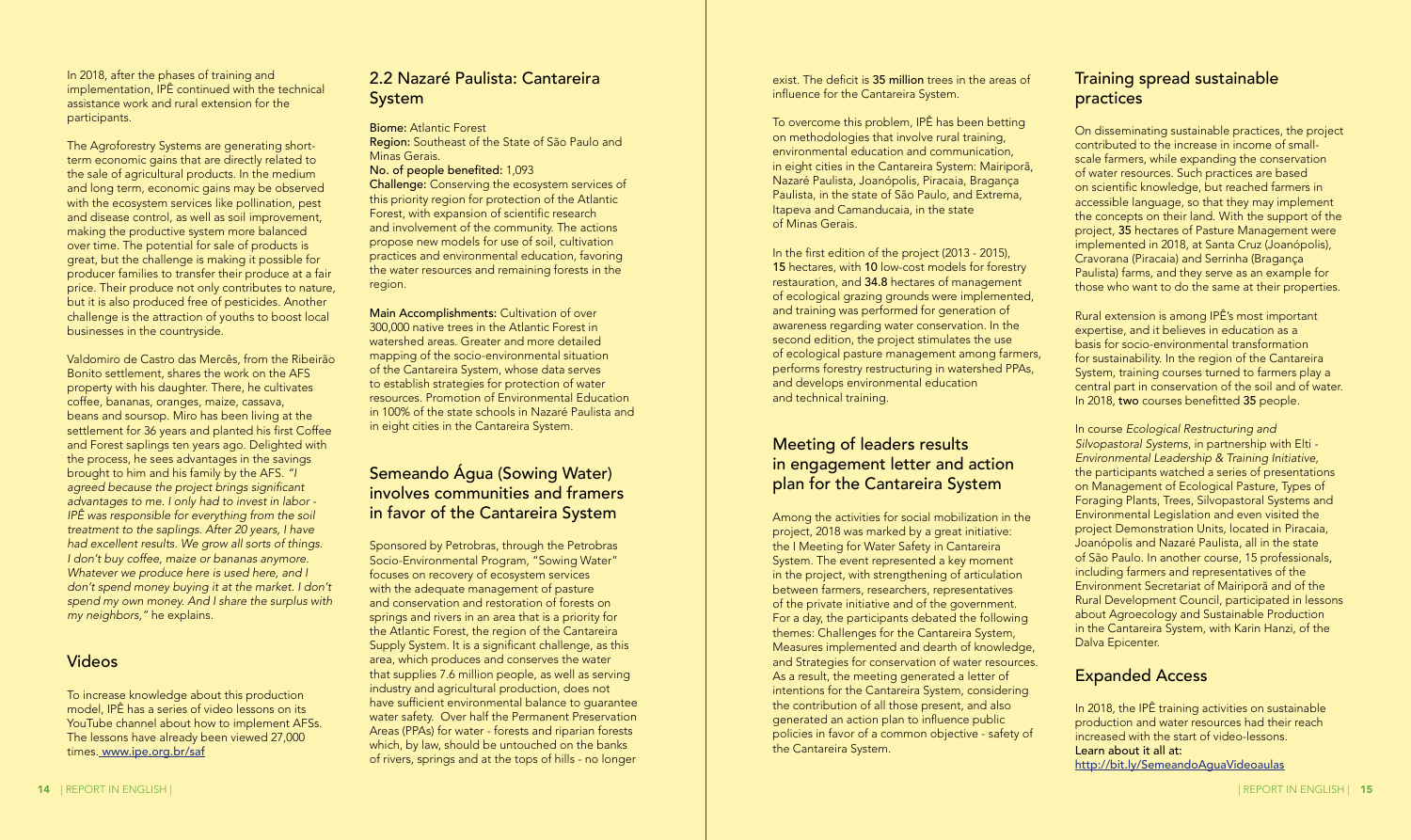In 2018, after the phases of training and implementation, IPÊ continued with the technical assistance work and rural extension for the participants.

The Agroforestry Systems are generating short-term economic gains that are directly related to the sale of agricultural products. In the medium and long term, economic gains may be observed with the ecosystem services like pollination, pest and disease control, as well as soil improvement, making the productive system more balanced over time. The potential for sale of products is great, but the challenge is making it possible for producer families to transfer their produce at a fair price. Their produce not only contributes to nature, but it is also produced free of pesticides. Another challenge is the attraction of youths to boost local businesses in the countryside.

Valdomiro de Castro das Mercês, from the Ribeirão Bonito settlement, shares the work on the AFS property with his daughter. There, he cultivates coffee, bananas, oranges, maize, cassava, beans and soursop. Miro has been living at the settlement for 36 years and planted his first Coffee and Forest saplings ten years ago. Delighted with the process, he sees advantages in the savings brought to him and his family by the AFS. *"I agreed because the project brings significant advantages to me. I only had to invest in labor - IPÊ was responsible for everything from the soil treatment to the saplings. After 20 years, I have had excellent results. We grow all sorts of things. I don't buy coffee, maize or bananas anymore. Whatever we produce here is used here, and I don't spend money buying it at the market. I don't spend my own money. And I share the surplus with my neighbors,"* he explains.

## Videos

To increase knowledge about this production model, IPÊ has a series of video lessons on its YouTube channel about how to implement AFSs. The lessons have already been viewed 27,000 times. www.ipe.org.br/saf

## 2.2 Nazaré Paulista: Cantareira System

**Biome:** Atlantic Forest
**Region:** Southeast of the State of São Paulo and Minas Gerais.
**No. of people benefited:** 1,093
**Challenge:** Conserving the ecosystem services of this priority region for protection of the Atlantic Forest, with expansion of scientific research and involvement of the community. The actions propose new models for use of soil, cultivation practices and environmental education, favoring the water resources and remaining forests in the region.

**Main Accomplishments:** Cultivation of over 300,000 native trees in the Atlantic Forest in watershed areas. Greater and more detailed mapping of the socio-environmental situation of the Cantareira System, whose data serves to establish strategies for protection of water resources. Promotion of Environmental Education in 100% of the state schools in Nazaré Paulista and in eight cities in the Cantareira System.

## Semeando Água (Sowing Water) involves communities and framers in favor of the Cantareira System

Sponsored by Petrobras, through the Petrobras Socio-Environmental Program, "Sowing Water" focuses on recovery of ecosystem services with the adequate management of pasture and conservation and restoration of forests on springs and rivers in an area that is a priority for the Atlantic Forest, the region of the Cantareira Supply System. It is a significant challenge, as this area, which produces and conserves the water that supplies 7.6 million people, as well as serving industry and agricultural production, does not have sufficient environmental balance to guarantee water safety. Over half the Permanent Preservation Areas (PPAs) for water - forests and riparian forests which, by law, should be untouched on the banks of rivers, springs and at the tops of hills - no longer exist. The deficit is **35 million** trees in the areas of influence for the Cantareira System.

To overcome this problem, IPÊ has been betting on methodologies that involve rural training, environmental education and communication, in eight cities in the Cantareira System: Mairiporã, Nazaré Paulista, Joanópolis, Piracaia, Bragança Paulista, in the state of São Paulo, and Extrema, Itapeva and Camanducaia, in the state of Minas Gerais.

In the first edition of the project (2013 - 2015), **15** hectares, with **10** low-cost models for forestry restauration, and **34.8** hectares of management of ecological grazing grounds were implemented, and training was performed for generation of awareness regarding water conservation. In the second edition, the project stimulates the use of ecological pasture management among farmers, performs forestry restructuring in watershed PPAs, and develops environmental education and technical training.

## Meeting of leaders results in engagement letter and action plan for the Cantareira System

Among the activities for social mobilization in the project, 2018 was marked by a great initiative: the I Meeting for Water Safety in Cantareira System. The event represented a key moment in the project, with strengthening of articulation between farmers, researchers, representatives of the private initiative and of the government. For a day, the participants debated the following themes: Challenges for the Cantareira System, Measures implemented and dearth of knowledge, and Strategies for conservation of water resources. As a result, the meeting generated a letter of intentions for the Cantareira System, considering the contribution of all those present, and also generated an action plan to influence public policies in favor of a common objective - safety of the Cantareira System.

## Training spread sustainable practices

On disseminating sustainable practices, the project contributed to the increase in income of small-scale farmers, while expanding the conservation of water resources. Such practices are based on scientific knowledge, but reached farmers in accessible language, so that they may implement the concepts on their land. With the support of the project, **35** hectares of Pasture Management were implemented in 2018, at Santa Cruz (Joanópolis), Cravorana (Piracaia) and Serrinha (Bragança Paulista) farms, and they serve as an example for those who want to do the same at their properties.

Rural extension is among IPÊ's most important expertise, and it believes in education as a basis for socio-environmental transformation for sustainability. In the region of the Cantareira System, training courses turned to farmers play a central part in conservation of the soil and of water. In 2018, **two** courses benefitted **35** people.

In course *Ecological Restructuring and Silvopastoral Systems*, in partnership with Elti - *Environmental Leadership & Training Initiative*, the participants watched a series of presentations on Management of Ecological Pasture, Types of Foraging Plants, Trees, Silvopastoral Systems and Environmental Legislation and even visited the project Demonstration Units, located in Piracaia, Joanópolis and Nazaré Paulista, all in the state of São Paulo. In another course, 15 professionals, including farmers and representatives of the Environment Secretariat of Mairiporã and of the Rural Development Council, participated in lessons about Agroecology and Sustainable Production in the Cantareira System, with Karin Hanzi, of the Dalva Epicenter.

## Expanded Access

In 2018, the IPÊ training activities on sustainable production and water resources had their reach increased with the start of video-lessons.
**Learn about it all at:**
http://bit.ly/SemeandoAguaVideoaulas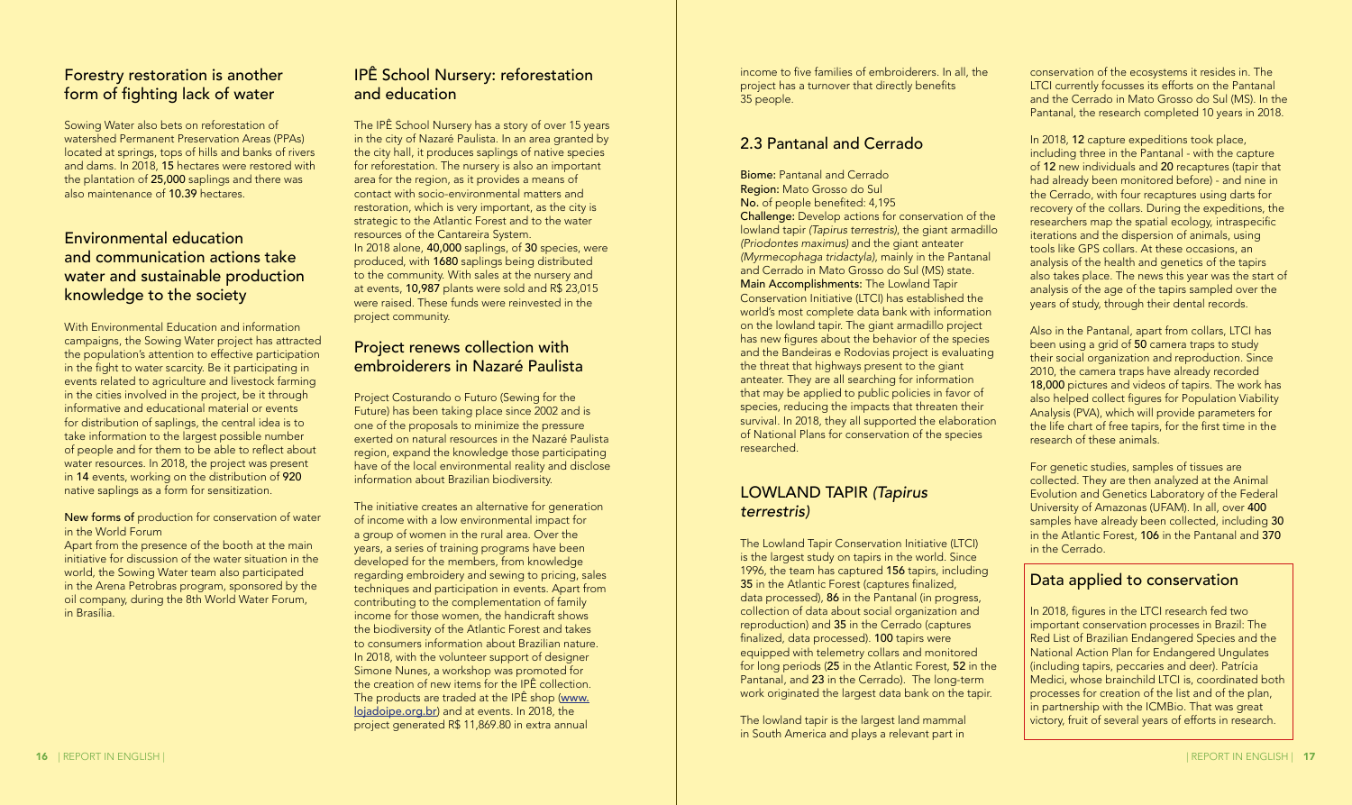## Forestry restoration is another form of fighting lack of water

Sowing Water also bets on reforestation of watershed Permanent Preservation Areas (PPAs) located at springs, tops of hills and banks of rivers and dams. In 2018, **15** hectares were restored with the plantation of **25,000** saplings and there was also maintenance of **10.39** hectares.

## Environmental education and communication actions take water and sustainable production knowledge to the society

With Environmental Education and information campaigns, the Sowing Water project has attracted the population's attention to effective participation in the fight to water scarcity. Be it participating in events related to agriculture and livestock farming in the cities involved in the project, be it through informative and educational material or events for distribution of saplings, the central idea is to take information to the largest possible number of people and for them to be able to reflect about water resources. In 2018, the project was present in **14** events, working on the distribution of **920** native saplings as a form for sensitization.

**New forms of** production for conservation of water in the World Forum

Apart from the presence of the booth at the main initiative for discussion of the water situation in the world, the Sowing Water team also participated in the Arena Petrobras program, sponsored by the oil company, during the 8th World Water Forum, in Brasília.

## IPÊ School Nursery: reforestation and education

The IPÊ School Nursery has a story of over 15 years in the city of Nazaré Paulista. In an area granted by the city hall, it produces saplings of native species for reforestation. The nursery is also an important area for the region, as it provides a means of contact with socio-environmental matters and restoration, which is very important, as the city is strategic to the Atlantic Forest and to the water resources of the Cantareira System.

In 2018 alone, **40,000** saplings, of **30** species, were produced, with **1680** saplings being distributed to the community. With sales at the nursery and at events, **10,987** plants were sold and R$ 23,015 were raised. These funds were reinvested in the project community.

## Project renews collection with embroiderers in Nazaré Paulista

Project Costurando o Futuro (Sewing for the Future) has been taking place since 2002 and is one of the proposals to minimize the pressure exerted on natural resources in the Nazaré Paulista region, expand the knowledge those participating have of the local environmental reality and disclose information about Brazilian biodiversity.

The initiative creates an alternative for generation of income with a low environmental impact for a group of women in the rural area. Over the years, a series of training programs have been developed for the members, from knowledge regarding embroidery and sewing to pricing, sales techniques and participation in events. Apart from contributing to the complementation of family income for those women, the handicraft shows the biodiversity of the Atlantic Forest and takes to consumers information about Brazilian nature. In 2018, with the volunteer support of designer Simone Nunes, a workshop was promoted for the creation of new items for the IPÊ collection. The products are traded at the IPÊ shop (www.lojadoipe.org.br) and at events. In 2018, the project generated R$ 11,869.80 in extra annual income to five families of embroiderers. In all, the project has a turnover that directly benefits 35 people.

## 2.3 Pantanal and Cerrado

**Biome:** Pantanal and Cerrado
**Region:** Mato Grosso do Sul
**No.** of people benefited: 4,195
**Challenge:** Develop actions for conservation of the lowland tapir *(Tapirus terrestris)*, the giant armadillo *(Priodontes maximus)* and the giant anteater *(Myrmecophaga tridactyla)*, mainly in the Pantanal and Cerrado in Mato Grosso do Sul (MS) state.
**Main Accomplishments:** The Lowland Tapir Conservation Initiative (LTCI) has established the world's most complete data bank with information on the lowland tapir. The giant armadillo project has new figures about the behavior of the species and the Bandeiras e Rodovias project is evaluating the threat that highways present to the giant anteater. They are all searching for information that may be applied to public policies in favor of species, reducing the impacts that threaten their survival. In 2018, they all supported the elaboration of National Plans for conservation of the species researched.

## LOWLAND TAPIR *(Tapirus terrestris)*

The Lowland Tapir Conservation Initiative (LTCI) is the largest study on tapirs in the world. Since 1996, the team has captured **156** tapirs, including **35** in the Atlantic Forest (captures finalized, data processed), **86** in the Pantanal (in progress, collection of data about social organization and reproduction) and **35** in the Cerrado (captures finalized, data processed). **100** tapirs were equipped with telemetry collars and monitored for long periods (**25** in the Atlantic Forest, **52** in the Pantanal, and **23** in the Cerrado). The long-term work originated the largest data bank on the tapir.

The lowland tapir is the largest land mammal in South America and plays a relevant part in conservation of the ecosystems it resides in. The LTCI currently focusses its efforts on the Pantanal and the Cerrado in Mato Grosso do Sul (MS). In the Pantanal, the research completed 10 years in 2018.

In 2018, **12** capture expeditions took place, including three in the Pantanal - with the capture of **12** new individuals and **20** recaptures (tapir that had already been monitored before) - and nine in the Cerrado, with four recaptures using darts for recovery of the collars. During the expeditions, the researchers map the spatial ecology, intraspecific iterations and the dispersion of animals, using tools like GPS collars. At these occasions, an analysis of the health and genetics of the tapirs also takes place. The news this year was the start of analysis of the age of the tapirs sampled over the years of study, through their dental records.

Also in the Pantanal, apart from collars, LTCI has been using a grid of **50** camera traps to study their social organization and reproduction. Since 2010, the camera traps have already recorded **18,000** pictures and videos of tapirs. The work has also helped collect figures for Population Viability Analysis (PVA), which will provide parameters for the life chart of free tapirs, for the first time in the research of these animals.

For genetic studies, samples of tissues are collected. They are then analyzed at the Animal Evolution and Genetics Laboratory of the Federal University of Amazonas (UFAM). In all, over **400** samples have already been collected, including **30** in the Atlantic Forest, **106** in the Pantanal and **370** in the Cerrado.

### Data applied to conservation

In 2018, figures in the LTCI research fed two important conservation processes in Brazil: The Red List of Brazilian Endangered Species and the National Action Plan for Endangered Ungulates (including tapirs, peccaries and deer). Patrícia Medici, whose brainchild LTCI is, coordinated both processes for creation of the list and of the plan, in partnership with the ICMBio. That was great victory, fruit of several years of efforts in research.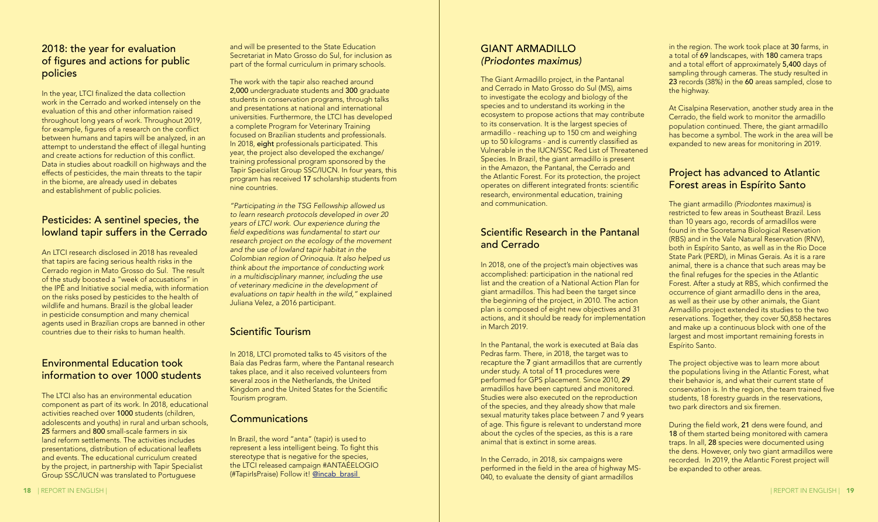## 2018: the year for evaluation of figures and actions for public policies

In the year, LTCI finalized the data collection work in the Cerrado and worked intensely on the evaluation of this and other information raised throughout long years of work. Throughout 2019, for example, figures of a research on the conflict between humans and tapirs will be analyzed, in an attempt to understand the effect of illegal hunting and create actions for reduction of this conflict. Data in studies about roadkill on highways and the effects of pesticides, the main threats to the tapir in the biome, are already used in debates and establishment of public policies.

## Pesticides: A sentinel species, the lowland tapir suffers in the Cerrado

An LTCI research disclosed in 2018 has revealed that tapirs are facing serious health risks in the Cerrado region in Mato Grosso do Sul. The result of the study boosted a "week of accusations" in the IPÊ and Initiative social media, with information on the risks posed by pesticides to the health of wildlife and humans. Brazil is the global leader in pesticide consumption and many chemical agents used in Brazilian crops are banned in other countries due to their risks to human health.

## Environmental Education took information to over 1000 students

The LTCI also has an environmental education component as part of its work. In 2018, educational activities reached over **1000** students (children, adolescents and youths) in rural and urban schools, **25** farmers and **800** small-scale farmers in six land reform settlements. The activities includes presentations, distribution of educational leaflets and events. The educational curriculum created by the project, in partnership with Tapir Specialist Group SSC/IUCN was translated to Portuguese and will be presented to the State Education Secretariat in Mato Grosso do Sul, for inclusion as part of the formal curriculum in primary schools.

The work with the tapir also reached around **2,000** undergraduate students and **300** graduate students in conservation programs, through talks and presentations at national and international universities. Furthermore, the LTCI has developed a complete Program for Veterinary Training focused on Brazilian students and professionals. In 2018, **eight** professionals participated. This year, the project also developed the exchange/training professional program sponsored by the Tapir Specialist Group SSC/IUCN. In four years, this program has received **17** scholarship students from nine countries.

*"Participating in the TSG Fellowship allowed us to learn research protocols developed in over 20 years of LTCI work. Our experience during the field expeditions was fundamental to start our research project on the ecology of the movement and the use of lowland tapir habitat in the Colombian region of Orinoquia. It also helped us think about the importance of conducting work in a multidisciplinary manner, including the use of veterinary medicine in the development of evaluations on tapir health in the wild,"* explained Juliana Velez, a 2016 participant.

## Scientific Tourism

In 2018, LTCI promoted talks to 45 visitors of the Baía das Pedras farm, where the Pantanal research takes place, and it also received volunteers from several zoos in the Netherlands, the United Kingdom and the United States for the Scientific Tourism program.

## Communications

In Brazil, the word "anta" (tapir) is used to represent a less intelligent being. To fight this stereotype that is negative for the species, the LTCI released campaign #ANTAÉELOGIO (#TapirIsPraise) Follow it! @incab_brasil

# GIANT ARMADILLO *(Priodontes maximus)*

The Giant Armadillo project, in the Pantanal and Cerrado in Mato Grosso do Sul (MS), aims to investigate the ecology and biology of the species and to understand its working in the ecosystem to propose actions that may contribute to its conservation. It is the largest species of armadillo - reaching up to 150 cm and weighing up to 50 kilograms - and is currently classified as Vulnerable in the IUCN/SSC Red List of Threatened Species. In Brazil, the giant armadillo is present in the Amazon, the Pantanal, the Cerrado and the Atlantic Forest. For its protection, the project operates on different integrated fronts: scientific research, environmental education, training and communication.

## Scientific Research in the Pantanal and Cerrado

In 2018, one of the project's main objectives was accomplished: participation in the national red list and the creation of a National Action Plan for giant armadillos. This had been the target since the beginning of the project, in 2010. The action plan is composed of eight new objectives and 31 actions, and it should be ready for implementation in March 2019.

In the Pantanal, the work is executed at Baía das Pedras farm. There, in 2018, the target was to recapture the **7** giant armadillos that are currently under study. A total of **11** procedures were performed for GPS placement. Since 2010, **29** armadillos have been captured and monitored. Studies were also executed on the reproduction of the species, and they already show that male sexual maturity takes place between 7 and 9 years of age. This figure is relevant to understand more about the cycles of the species, as this is a rare animal that is extinct in some areas.

In the Cerrado, in 2018, six campaigns were performed in the field in the area of highway MS-040, to evaluate the density of giant armadillos in the region. The work took place at **30** farms, in a total of **69** landscapes, with **180** camera traps and a total effort of approximately **5,400** days of sampling through cameras. The study resulted in **23** records (38%) in the **60** areas sampled, close to the highway.

At Cisalpina Reservation, another study area in the Cerrado, the field work to monitor the armadillo population continued. There, the giant armadillo has become a symbol. The work in the area will be expanded to new areas for monitoring in 2019.

## Project has advanced to Atlantic Forest areas in Espírito Santo

The giant armadillo *(Priodontes maximus)* is restricted to few areas in Southeast Brazil. Less than 10 years ago, records of armadillos were found in the Sooretama Biological Reservation (RBS) and in the Vale Natural Reservation (RNV), both in Espírito Santo, as well as in the Rio Doce State Park (PERD), in Minas Gerais. As it is a rare animal, there is a chance that such areas may be the final refuges for the species in the Atlantic Forest. After a study at RBS, which confirmed the occurrence of giant armadillo dens in the area, as well as their use by other animals, the Giant Armadillo project extended its studies to the two reservations. Together, they cover 50,858 hectares and make up a continuous block with one of the largest and most important remaining forests in Espírito Santo.

The project objective was to learn more about the populations living in the Atlantic Forest, what their behavior is, and what their current state of conservation is. In the region, the team trained five students, 18 forestry guards in the reservations, two park directors and six firemen.

During the field work, **21** dens were found, and **18** of them started being monitored with camera traps. In all, **28** species were documented using the dens. However, only two giant armadillos were recorded. In 2019, the Atlantic Forest project will be expanded to other areas.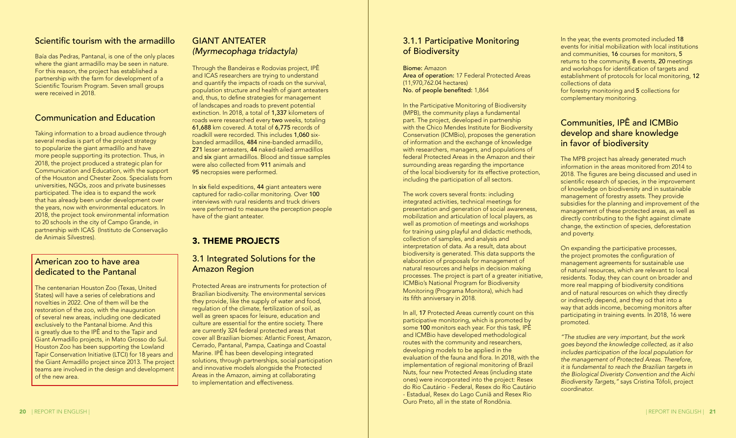## Scientific tourism with the armadillo

Baía das Pedras, Pantanal, is one of the only places where the giant armadillo may be seen in nature. For this reason, the project has established a partnership with the farm for development of a Scientific Tourism Program. Seven small groups were received in 2018.

## Communication and Education

Taking information to a broad audience through several medias is part of the project strategy to popularize the giant armadillo and have more people supporting its protection. Thus, in 2018, the project produced a strategic plan for Communication and Education, with the support of the Houston and Chester Zoos. Specialists from universities, NGOs, zoos and private businesses participated. The idea is to expand the work that has already been under development over the years, now with environmental educators. In 2018, the project took environmental information to 20 schools in the city of Campo Grande, in partnership with ICAS (Instituto de Conservação de Animais Silvestres).

## American zoo to have area dedicated to the Pantanal

The centenarian Houston Zoo (Texas, United States) will have a series of celebrations and novelties in 2022. One of them will be the restoration of the zoo, with the inauguration of several new areas, including one dedicated exclusively to the Pantanal biome. And this is greatly due to the IPÊ and to the Tapir and Giant Armadillo projects, in Mato Grosso do Sul. Houston Zoo has been supporting the Lowland Tapir Conservation Initiative (LTCI) for 18 years and the Giant Armadillo project since 2013. The project teams are involved in the design and development of the new area.

## GIANT ANTEATER *(Myrmecophaga tridactyla)*

Through the Bandeiras e Rodovias project, IPÊ and ICAS researchers are trying to understand and quantify the impacts of roads on the survival, population structure and health of giant anteaters and, thus, to define strategies for management of landscapes and roads to prevent potential extinction. In 2018, a total of **1,337** kilometers of roads were researched every **two** weeks, totaling **61,688** km covered. A total of **6,775** records of roadkill were recorded. This includes **1,060** six-banded armadillos, **484** nine-banded armadillo, **271** lesser anteaters, **44** naked-tailed armadillos and **six** giant armadillos. Blood and tissue samples were also collected from **911** animals and **95** necropsies were performed.

In **six** field expeditions, **44** giant anteaters were captured for radio-collar monitoring. Over **100** interviews with rural residents and truck drivers were performed to measure the perception people have of the giant anteater.

# 3. THEME PROJECTS

## 3.1 Integrated Solutions for the Amazon Region

Protected Areas are instruments for protection of Brazilian biodiversity. The environmental services they provide, like the supply of water and food, regulation of the climate, fertilization of soil, as well as green spaces for leisure, education and culture are essential for the entire society. There are currently 324 federal protected areas that cover all Brazilian biomes: Atlantic Forest, Amazon, Cerrado, Pantanal, Pampa, Caatinga and Coastal Marine. IPÊ has been developing integrated solutions, through partnerships, social participation and innovative models alongside the Protected Areas in the Amazon, aiming at collaborating to implementation and effectiveness.

### 3.1.1 Participative Monitoring of Biodiversity

**Biome:** Amazon
**Area of operation:** 17 Federal Protected Areas (11,970,762.04 hectares)
**No. of people benefited:** 1,864

In the Participative Monitoring of Biodiversity (MPB), the community plays a fundamental part. The project, developed in partnership with the Chico Mendes Institute for Biodiversity Conservation (ICMBio), proposes the generation of information and the exchange of knowledge with researchers, managers, and populations of federal Protected Areas in the Amazon and their surrounding areas regarding the importance of the local biodiversity for its effective protection, including the participation of all sectors.

The work covers several fronts: including integrated activities, technical meetings for presentation and generation of social awareness, mobilization and articulation of local players, as well as promotion of meetings and workshops for training using playful and didactic methods, collection of samples, and analysis and interpretation of data. As a result, data about biodiversity is generated. This data supports the elaboration of proposals for management of natural resources and helps in decision making processes. The project is part of a greater initiative, ICMBio's National Program for Biodiversity Monitoring (Programa Monitora), which had its fifth anniversary in 2018.

In all, **17** Protected Areas currently count on this participative monitoring, which is promoted by some **100** monitors each year. For this task, IPÊ and ICMBio have developed methodological routes with the community and researchers, developing models to be applied in the evaluation of the fauna and flora. In 2018, with the implementation of regional monitoring of Brazil Nuts, four new Protected Areas (including state ones) were incorporated into the project: Resex do Rio Cautário - Federal, Resex do Rio Cautário - Estadual, Resex do Lago Cuniã and Resex Rio Ouro Preto, all in the state of Rondônia.

In the year, the events promoted included **18** events for initial mobilization with local institutions and communities, **16** courses for monitors, **5** returns to the community, **8** events, **20** meetings and workshops for identification of targets and establishment of protocols for local monitoring, **12** collections of data for forestry monitoring and **5** collections for complementary monitoring.

## Communities, IPÊ and ICMBio develop and share knowledge in favor of biodiversity

The MPB project has already generated much information in the areas monitored from 2014 to 2018. The figures are being discussed and used in scientific research of species, in the improvement of knowledge on biodiversity and in sustainable management of forestry assets. They provide subsidies for the planning and improvement of the management of these protected areas, as well as directly contributing to the fight against climate change, the extinction of species, deforestation and poverty.

On expanding the participative processes, the project promotes the configuration of management agreements for sustainable use of natural resources, which are relevant to local residents. Today, they can count on broader and more real mapping of biodiversity conditions and of natural resources on which they directly or indirectly depend, and they od that into a way that adds income, becoming monitors after participating in training events. In 2018, 16 were promoted.

*"The studies are very important, but the work goes beyond the knowledge collected, as it also includes participation of the local population for the management of Protected Areas. Therefore, it is fundamental to reach the Brazilian targets in the Biological Diveristy Convention and the Aichi Biodiversity Targets,"* says Cristina Tófoli, project coordinator.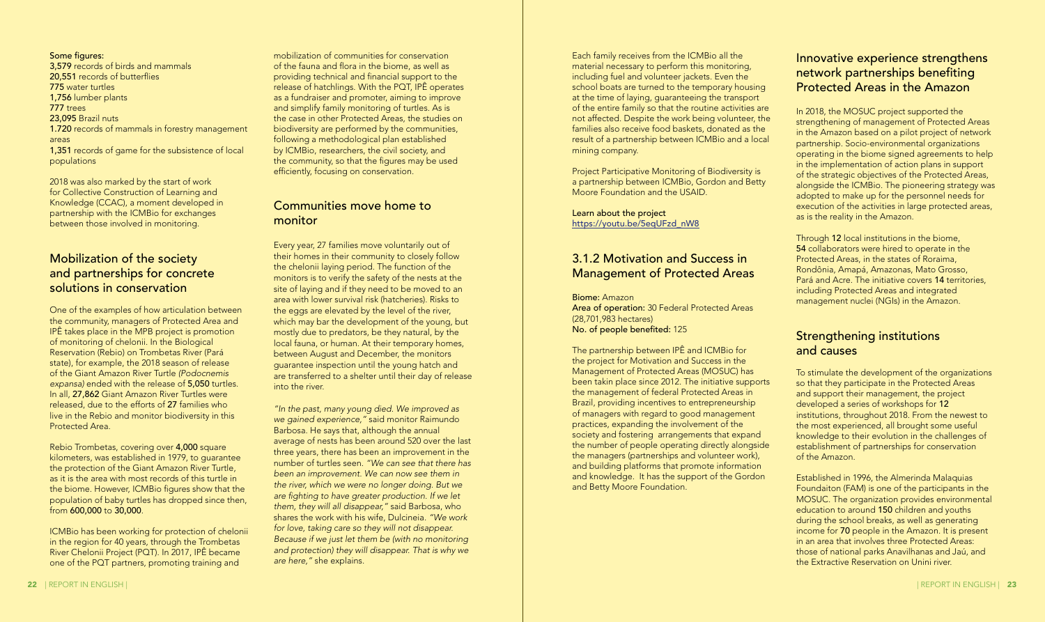**Some figures:**
**3,579** records of birds and mammals
**20,551** records of butterflies
**775** water turtles
**1,756** lumber plants
**777** trees
**23,095** Brazil nuts
**1.720** records of mammals in forestry management areas
**1,351** records of game for the subsistence of local populations

2018 was also marked by the start of work for Collective Construction of Learning and Knowledge (CCAC), a moment developed in partnership with the ICMBio for exchanges between those involved in monitoring.

## Mobilization of the society and partnerships for concrete solutions in conservation

One of the examples of how articulation between the community, managers of Protected Area and IPÊ takes place in the MPB project is promotion of monitoring of chelonii. In the Biological Reservation (Rebio) on Trombetas River (Pará state), for example, the 2018 season of release of the Giant Amazon River Turtle (*Podocnemis expansa)* ended with the release of **5,050** turtles. In all, **27,862** Giant Amazon River Turtles were released, due to the efforts of **27** families who live in the Rebio and monitor biodiversity in this Protected Area.

Rebio Trombetas, covering over **4,000** square kilometers, was established in 1979, to guarantee the protection of the Giant Amazon River Turtle, as it is the area with most records of this turtle in the biome. However, ICMBio figures show that the population of baby turtles has dropped since then, from **600,000** to **30,000**.

ICMBio has been working for protection of chelonii in the region for 40 years, through the Trombetas River Chelonii Project (PQT). In 2017, IPÊ became one of the PQT partners, promoting training and mobilization of communities for conservation of the fauna and flora in the biome, as well as providing technical and financial support to the release of hatchlings. With the PQT, IPÊ operates as a fundraiser and promoter, aiming to improve and simplify family monitoring of turtles. As is the case in other Protected Areas, the studies on biodiversity are performed by the communities, following a methodological plan established by ICMBio, researchers, the civil society, and the community, so that the figures may be used efficiently, focusing on conservation.

## Communities move home to monitor

Every year, 27 families move voluntarily out of their homes in their community to closely follow the chelonii laying period. The function of the monitors is to verify the safety of the nests at the site of laying and if they need to be moved to an area with lower survival risk (hatcheries). Risks to the eggs are elevated by the level of the river, which may bar the development of the young, but mostly due to predators, be they natural, by the local fauna, or human. At their temporary homes, between August and December, the monitors guarantee inspection until the young hatch and are transferred to a shelter until their day of release into the river.

*"In the past, many young died. We improved as we gained experience,"* said monitor Raimundo Barbosa. He says that, although the annual average of nests has been around 520 over the last three years, there has been an improvement in the number of turtles seen. *"We can see that there has been an improvement. We can now see them in the river, which we were no longer doing. But we are fighting to have greater production. If we let them, they will all disappear,"* said Barbosa, who shares the work with his wife, Dulcineia. *"We work for love, taking care so they will not disappear. Because if we just let them be (with no monitoring and protection) they will disappear. That is why we are here,"* she explains.

Each family receives from the ICMBio all the material necessary to perform this monitoring, including fuel and volunteer jackets. Even the school boats are turned to the temporary housing at the time of laying, guaranteeing the transport of the entire family so that the routine activities are not affected. Despite the work being volunteer, the families also receive food baskets, donated as the result of a partnership between ICMBio and a local mining company.

Project Participative Monitoring of Biodiversity is a partnership between ICMBio, Gordon and Betty Moore Foundation and the USAID.

**Learn about the project**
https://youtu.be/5eqUFzd_nW8

## 3.1.2 Motivation and Success in Management of Protected Areas

**Biome:** Amazon
**Area of operation:** 30 Federal Protected Areas (28,701,983 hectares)
**No. of people benefited:** 125

The partnership between IPÊ and ICMBio for the project for Motivation and Success in the Management of Protected Areas (MOSUC) has been takin place since 2012. The initiative supports the management of federal Protected Areas in Brazil, providing incentives to entrepreneurship of managers with regard to good management practices, expanding the involvement of the society and fostering arrangements that expand the number of people operating directly alongside the managers (partnerships and volunteer work), and building platforms that promote information and knowledge. It has the support of the Gordon and Betty Moore Foundation.

## Innovative experience strengthens network partnerships benefiting Protected Areas in the Amazon

In 2018, the MOSUC project supported the strengthening of management of Protected Areas in the Amazon based on a pilot project of network partnership. Socio-environmental organizations operating in the biome signed agreements to help in the implementation of action plans in support of the strategic objectives of the Protected Areas, alongside the ICMBio. The pioneering strategy was adopted to make up for the personnel needs for execution of the activities in large protected areas, as is the reality in the Amazon.

Through **12** local institutions in the biome, **54** collaborators were hired to operate in the Protected Areas, in the states of Roraima, Rondônia, Amapá, Amazonas, Mato Grosso, Pará and Acre. The initiative covers **14** territories, including Protected Areas and integrated management nuclei (NGIs) in the Amazon.

## Strengthening institutions and causes

To stimulate the development of the organizations so that they participate in the Protected Areas and support their management, the project developed a series of workshops for **12** institutions, throughout 2018. From the newest to the most experienced, all brought some useful knowledge to their evolution in the challenges of establishment of partnerships for conservation of the Amazon.

Established in 1996, the Almerinda Malaquias Foundaiton (FAM) is one of the participants in the MOSUC. The organization provides environmental education to around **150** children and youths during the school breaks, as well as generating income for **70** people in the Amazon. It is present in an area that involves three Protected Areas: those of national parks Anavilhanas and Jaú, and the Extractive Reservation on Unini river.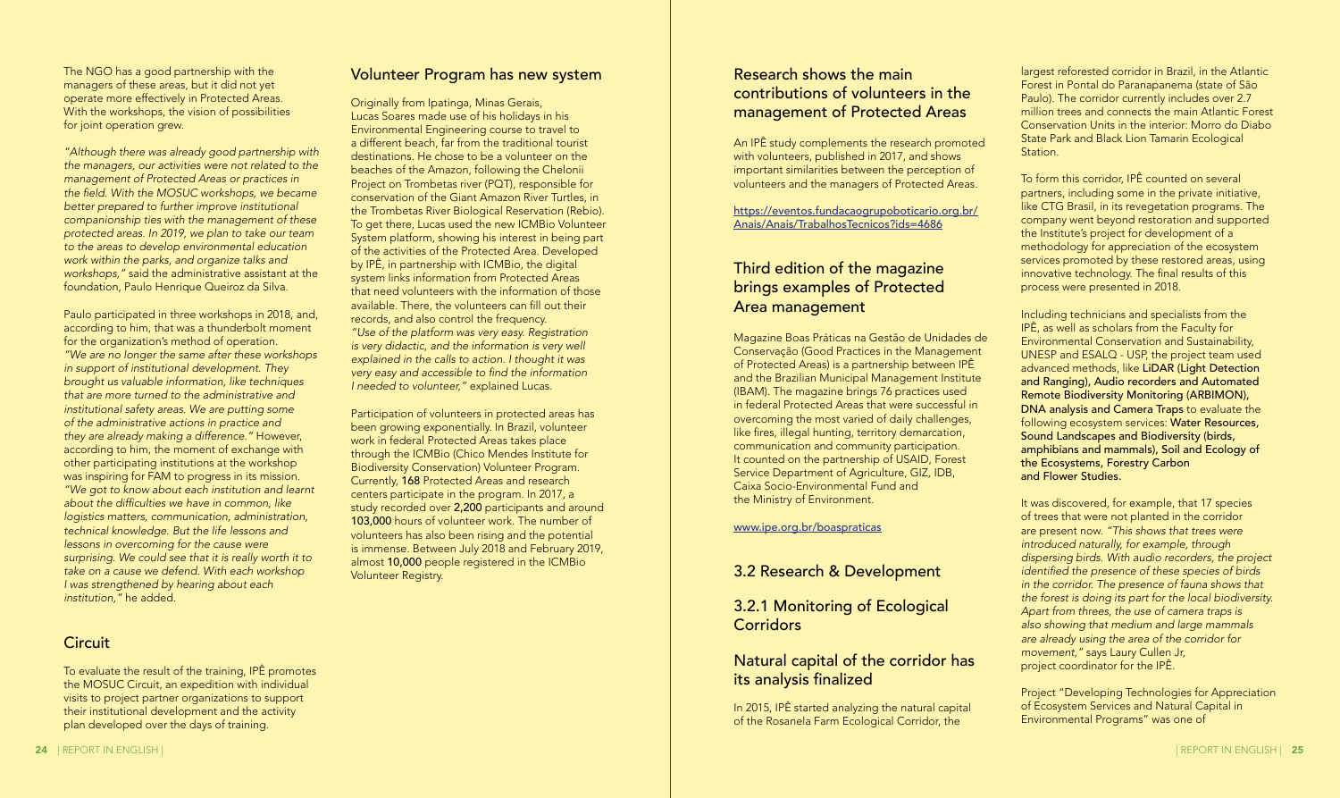The NGO has a good partnership with the managers of these areas, but it did not yet operate more effectively in Protected Areas. With the workshops, the vision of possibilities for joint operation grew.

*"Although there was already good partnership with the managers, our activities were not related to the management of Protected Areas or practices in the field. With the MOSUC workshops, we became better prepared to further improve institutional companionship ties with the management of these protected areas. In 2019, we plan to take our team to the areas to develop environmental education work within the parks, and organize talks and workshops,"* said the administrative assistant at the foundation, Paulo Henrique Queiroz da Silva.

Paulo participated in three workshops in 2018, and, according to him, that was a thunderbolt moment for the organization's method of operation. *"We are no longer the same after these workshops in support of institutional development. They brought us valuable information, like techniques that are more turned to the administrative and institutional safety areas. We are putting some of the administrative actions in practice and they are already making a difference."* However, according to him, the moment of exchange with other participating institutions at the workshop was inspiring for FAM to progress in its mission. *"We got to know about each institution and learnt about the difficulties we have in common, like logistics matters, communication, administration, technical knowledge. But the life lessons and lessons in overcoming for the cause were surprising. We could see that it is really worth it to take on a cause we defend. With each workshop I was strengthened by hearing about each institution,"* he added.

## Circuit

To evaluate the result of the training, IPÊ promotes the MOSUC Circuit, an expedition with individual visits to project partner organizations to support their institutional development and the activity plan developed over the days of training.

## Volunteer Program has new system

Originally from Ipatinga, Minas Gerais, Lucas Soares made use of his holidays in his Environmental Engineering course to travel to a different beach, far from the traditional tourist destinations. He chose to be a volunteer on the beaches of the Amazon, following the Chelonii Project on Trombetas river (PQT), responsible for conservation of the Giant Amazon River Turtles, in the Trombetas River Biological Reservation (Rebio). To get there, Lucas used the new ICMBio Volunteer System platform, showing his interest in being part of the activities of the Protected Area. Developed by IPÊ, in partnership with ICMBio, the digital system links information from Protected Areas that need volunteers with the information of those available. There, the volunteers can fill out their records, and also control the frequency. *"Use of the platform was very easy. Registration is very didactic, and the information is very well explained in the calls to action. I thought it was very easy and accessible to find the information I needed to volunteer,"* explained Lucas.

Participation of volunteers in protected areas has been growing exponentially. In Brazil, volunteer work in federal Protected Areas takes place through the ICMBio (Chico Mendes Institute for Biodiversity Conservation) Volunteer Program. Currently, **168** Protected Areas and research centers participate in the program. In 2017, a study recorded over **2,200** participants and around **103,000** hours of volunteer work. The number of volunteers has also been rising and the potential is immense. Between July 2018 and February 2019, almost **10,000** people registered in the ICMBio Volunteer Registry.

## Research shows the main contributions of volunteers in the management of Protected Areas

An IPÊ study complements the research promoted with volunteers, published in 2017, and shows important similarities between the perception of volunteers and the managers of Protected Areas.

https://eventos.fundacaogrupoboticario.org.br/Anais/Anais/TrabalhosTecnicos?ids=4686

## Third edition of the magazine brings examples of Protected Area management

Magazine Boas Práticas na Gestão de Unidades de Conservação (Good Practices in the Management of Protected Areas) is a partnership between IPÊ and the Brazilian Municipal Management Institute (IBAM). The magazine brings 76 practices used in federal Protected Areas that were successful in overcoming the most varied of daily challenges, like fires, illegal hunting, territory demarcation, communication and community participation. It counted on the partnership of USAID, Forest Service Department of Agriculture, GIZ, IDB, Caixa Socio-Environmental Fund and the Ministry of Environment.

www.ipe.org.br/boaspraticas

## 3.2 Research & Development

### 3.2.1 Monitoring of Ecological Corridors

## Natural capital of the corridor has its analysis finalized

In 2015, IPÊ started analyzing the natural capital of the Rosanela Farm Ecological Corridor, the largest reforested corridor in Brazil, in the Atlantic Forest in Pontal do Paranapanema (state of São Paulo). The corridor currently includes over 2.7 million trees and connects the main Atlantic Forest Conservation Units in the interior: Morro do Diabo State Park and Black Lion Tamarin Ecological Station.

To form this corridor, IPÊ counted on several partners, including some in the private initiative, like CTG Brasil, in its revegetation programs. The company went beyond restoration and supported the Institute's project for development of a methodology for appreciation of the ecosystem services promoted by these restored areas, using innovative technology. The final results of this process were presented in 2018.

Including technicians and specialists from the IPÊ, as well as scholars from the Faculty for Environmental Conservation and Sustainability, UNESP and ESALQ - USP, the project team used advanced methods, like **LiDAR (Light Detection and Ranging), Audio recorders and Automated Remote Biodiversity Monitoring (ARBIMON), DNA analysis and Camera Traps** to evaluate the following ecosystem services: **Water Resources, Sound Landscapes and Biodiversity (birds, amphibians and mammals), Soil and Ecology of the Ecosystems, Forestry Carbon and Flower Studies.**

It was discovered, for example, that 17 species of trees that were not planted in the corridor are present now. *"This shows that trees were introduced naturally, for example, through dispersing birds. With audio recorders, the project identified the presence of these species of birds in the corridor. The presence of fauna shows that the forest is doing its part for the local biodiversity. Apart from threes, the use of camera traps is also showing that medium and large mammals are already using the area of the corridor for movement,"* says Laury Cullen Jr, project coordinator for the IPÊ.

Project "Developing Technologies for Appreciation of Ecosystem Services and Natural Capital in Environmental Programs" was one of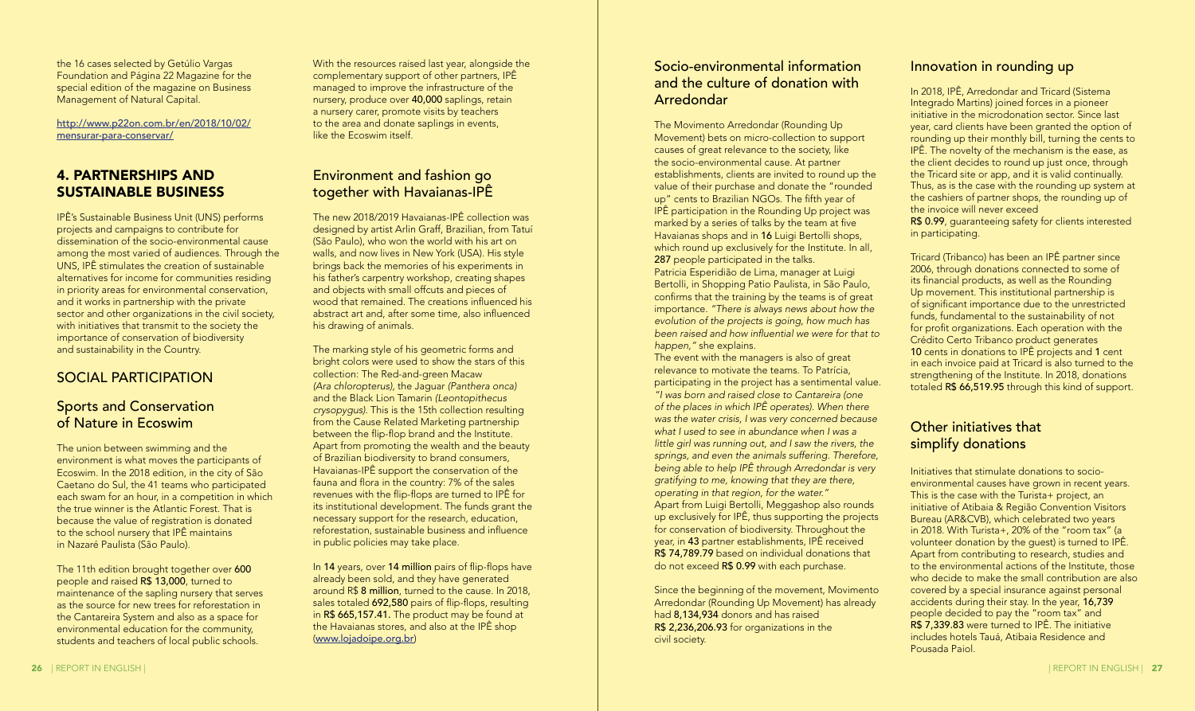the 16 cases selected by Getúlio Vargas Foundation and Página 22 Magazine for the special edition of the magazine on Business Management of Natural Capital.

http://www.p22on.com.br/en/2018/10/02/mensurar-para-conservar/

## 4. PARTNERSHIPS AND SUSTAINABLE BUSINESS

IPÊ's Sustainable Business Unit (UNS) performs projects and campaigns to contribute for dissemination of the socio-environmental cause among the most varied of audiences. Through the UNS, IPÊ stimulates the creation of sustainable alternatives for income for communities residing in priority areas for environmental conservation, and it works in partnership with the private sector and other organizations in the civil society, with initiatives that transmit to the society the importance of conservation of biodiversity and sustainability in the Country.

## SOCIAL PARTICIPATION

### Sports and Conservation of Nature in Ecoswim

The union between swimming and the environment is what moves the participants of Ecoswim. In the 2018 edition, in the city of São Caetano do Sul, the 41 teams who participated each swam for an hour, in a competition in which the true winner is the Atlantic Forest. That is because the value of registration is donated to the school nursery that IPÊ maintains in Nazaré Paulista (São Paulo).

The 11th edition brought together over **600** people and raised **R$ 13,000**, turned to maintenance of the sapling nursery that serves as the source for new trees for reforestation in the Cantareira System and also as a space for environmental education for the community, students and teachers of local public schools.

With the resources raised last year, alongside the complementary support of other partners, IPÊ managed to improve the infrastructure of the nursery, produce over **40,000** saplings, retain a nursery carer, promote visits by teachers to the area and donate saplings in events, like the Ecoswim itself.

### Environment and fashion go together with Havaianas-IPÊ

The new 2018/2019 Havaianas-IPÊ collection was designed by artist Arlin Graff, Brazilian, from Tatuí (São Paulo), who won the world with his art on walls, and now lives in New York (USA). His style brings back the memories of his experiments in his father's carpentry workshop, creating shapes and objects with small offcuts and pieces of wood that remained. The creations influenced his abstract art and, after some time, also influenced his drawing of animals.

The marking style of his geometric forms and bright colors were used to show the stars of this collection: The Red-and-green Macaw *(Ara chloropterus)*, the Jaguar *(Panthera onca)* and the Black Lion Tamarin *(Leontopithecus crysopygus)*. This is the 15th collection resulting from the Cause Related Marketing partnership between the flip-flop brand and the Institute. Apart from promoting the wealth and the beauty of Brazilian biodiversity to brand consumers, Havaianas-IPÊ support the conservation of the fauna and flora in the country: 7% of the sales revenues with the flip-flops are turned to IPÊ for its institutional development. The funds grant the necessary support for the research, education, reforestation, sustainable business and influence in public policies may take place.

In **14** years, over **14 million** pairs of flip-flops have already been sold, and they have generated around R$ **8 million**, turned to the cause. In 2018, sales totaled **692,580** pairs of flip-flops, resulting in **R$ 665,157.41.** The product may be found at the Havaianas stores, and also at the IPÊ shop (www.lojadoipe.org.br)

### Socio-environmental information and the culture of donation with Arredondar

The Movimento Arredondar (Rounding Up Movement) bets on micro-collection to support causes of great relevance to the society, like the socio-environmental cause. At partner establishments, clients are invited to round up the value of their purchase and donate the "rounded up" cents to Brazilian NGOs. The fifth year of IPÊ participation in the Rounding Up project was marked by a series of talks by the team at five Havaianas shops and in **16** Luigi Bertolli shops, which round up exclusively for the Institute. In all, **287** people participated in the talks.

Patricia Esperidião de Lima, manager at Luigi Bertolli, in Shopping Patio Paulista, in São Paulo, confirms that the training by the teams is of great importance. *"There is always news about how the evolution of the projects is going, how much has been raised and how influential we were for that to happen,"* she explains.

The event with the managers is also of great relevance to motivate the teams. To Patrícia, participating in the project has a sentimental value. *"I was born and raised close to Cantareira (one of the places in which IPÊ operates). When there was the water crisis, I was very concerned because what I used to see in abundance when I was a little girl was running out, and I saw the rivers, the springs, and even the animals suffering. Therefore, being able to help IPÊ through Arredondar is very gratifying to me, knowing that they are there, operating in that region, for the water."*

Apart from Luigi Bertolli, Meggashop also rounds up exclusively for IPÊ, thus supporting the projects for conservation of biodiversity. Throughout the year, in **43** partner establishments, IPÊ received **R$ 74,789.79** based on individual donations that do not exceed **R$ 0.99** with each purchase.

Since the beginning of the movement, Movimento Arredondar (Rounding Up Movement) has already had **8,134,934** donors and has raised **R$ 2,236,206.93** for organizations in the civil society.

### Innovation in rounding up

In 2018, IPÊ, Arredondar and Tricard (Sistema Integrado Martins) joined forces in a pioneer initiative in the microdonation sector. Since last year, card clients have been granted the option of rounding up their monthly bill, turning the cents to IPÊ. The novelty of the mechanism is the ease, as the client decides to round up just once, through the Tricard site or app, and it is valid continually. Thus, as is the case with the rounding up system at the cashiers of partner shops, the rounding up of the invoice will never exceed **R$ 0.99**, guaranteeing safety for clients interested in participating.

Tricard (Tribanco) has been an IPÊ partner since 2006, through donations connected to some of its financial products, as well as the Rounding Up movement. This institutional partnership is of significant importance due to the unrestricted funds, fundamental to the sustainability of not for profit organizations. Each operation with the Crédito Certo Tribanco product generates **10** cents in donations to IPÊ projects and **1** cent in each invoice paid at Tricard is also turned to the strengthening of the Institute. In 2018, donations totaled **R$ 66,519.95** through this kind of support.

### Other initiatives that simplify donations

Initiatives that stimulate donations to socio-environmental causes have grown in recent years. This is the case with the Turista+ project, an initiative of Atibaia & Região Convention Visitors Bureau (AR&CVB), which celebrated two years in 2018. With Turista+, 20% of the "room tax" (a volunteer donation by the guest) is turned to IPÊ. Apart from contributing to research, studies and to the environmental actions of the Institute, those who decide to make the small contribution are also covered by a special insurance against personal accidents during their stay. In the year, **16,739** people decided to pay the "room tax" and **R$ 7,339.83** were turned to IPÊ. The initiative includes hotels Tauá, Atibaia Residence and Pousada Paiol.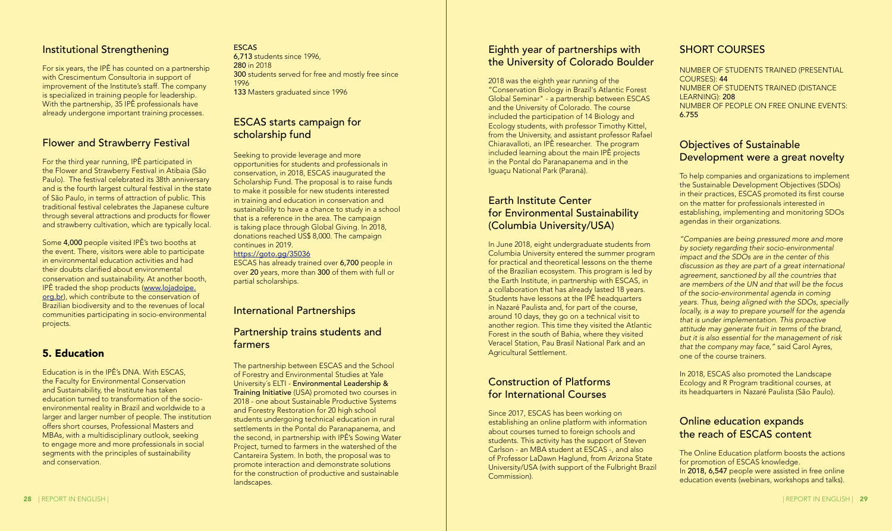## Institutional Strengthening

For six years, the IPÊ has counted on a partnership with Crescimentum Consultoria in support of improvement of the Institute's staff. The company is specialized in training people for leadership. With the partnership, 35 IPÊ professionals have already undergone important training processes.

## Flower and Strawberry Festival

For the third year running, IPÊ participated in the Flower and Strawberry Festival in Atibaia (São Paulo). The festival celebrated its 38th anniversary and is the fourth largest cultural festival in the state of São Paulo, in terms of attraction of public. This traditional festival celebrates the Japanese culture through several attractions and products for flower and strawberry cultivation, which are typically local.

Some **4,000** people visited IPÊ's two booths at the event. There, visitors were able to participate in environmental education activities and had their doubts clarified about environmental conservation and sustainability. At another booth, IPÊ traded the shop products (www.lojadoipe.org.br), which contribute to the conservation of Brazilian biodiversity and to the revenues of local communities participating in socio-environmental projects.

# 5. Education

Education is in the IPÊ's DNA. With ESCAS, the Faculty for Environmental Conservation and Sustainability, the Institute has taken education turned to transformation of the socio-environmental reality in Brazil and worldwide to a larger and larger number of people. The institution offers short courses, Professional Masters and MBAs, with a multidisciplinary outlook, seeking to engage more and more professionals in social segments with the principles of sustainability and conservation.

**ESCAS**
**6,713** students since 1996,
**280** in 2018
**300** students served for free and mostly free since 1996
**133** Masters graduated since 1996

## ESCAS starts campaign for scholarship fund

Seeking to provide leverage and more opportunities for students and professionals in conservation, in 2018, ESCAS inaugurated the Scholarship Fund. The proposal is to raise funds to make it possible for new students interested in training and education in conservation and sustainability to have a chance to study in a school that is a reference in the area. The campaign is taking place through Global Giving. In 2018, donations reached US$ 8,000. The campaign continues in 2019.
https://goto.gg/35036
ESCAS has already trained over **6,700** people in over **20** years, more than **300** of them with full or partial scholarships.

## International Partnerships

## Partnership trains students and farmers

The partnership between ESCAS and the School of Forestry and Environmental Studies at Yale University's ELTI - **Environmental Leadership & Training Initiative** (USA) promoted two courses in 2018 - one about Sustainable Productive Systems and Forestry Restoration for 20 high school students undergoing technical education in rural settlements in the Pontal do Paranapanema, and the second, in partnership with IPÊ's Sowing Water Project, turned to farmers in the watershed of the Cantareira System. In both, the proposal was to promote interaction and demonstrate solutions for the construction of productive and sustainable landscapes.

## Eighth year of partnerships with the University of Colorado Boulder

2018 was the eighth year running of the "Conservation Biology in Brazil's Atlantic Forest Global Seminar" - a partnership between ESCAS and the University of Colorado. The course included the participation of 14 Biology and Ecology students, with professor Timothy Kittel, from the University, and assistant professor Rafael Chiaravalloti, an IPÊ researcher. The program included learning about the main IPÊ projects in the Pontal do Paranapanema and in the Iguaçu National Park (Paraná).

## Earth Institute Center for Environmental Sustainability (Columbia University/USA)

In June 2018, eight undergraduate students from Columbia University entered the summer program for practical and theoretical lessons on the theme of the Brazilian ecosystem. This program is led by the Earth Institute, in partnership with ESCAS, in a collaboration that has already lasted 18 years. Students have lessons at the IPÊ headquarters in Nazaré Paulista and, for part of the course, around 10 days, they go on a technical visit to another region. This time they visited the Atlantic Forest in the south of Bahia, where they visited Veracel Station, Pau Brasil National Park and an Agricultural Settlement.

## Construction of Platforms for International Courses

Since 2017, ESCAS has been working on establishing an online platform with information about courses turned to foreign schools and students. This activity has the support of Steven Carlson - an MBA student at ESCAS -, and also of Professor LaDawn Haglund, from Arizona State University/USA (with support of the Fulbright Brazil Commission).

## SHORT COURSES

NUMBER OF STUDENTS TRAINED (PRESENTIAL COURSES): **44**
NUMBER OF STUDENTS TRAINED (DISTANCE LEARNING): **208**
NUMBER OF PEOPLE ON FREE ONLINE EVENTS: **6.755**

## Objectives of Sustainable Development were a great novelty

To help companies and organizations to implement the Sustainable Development Objectives (SDOs) in their practices, ESCAS promoted its first course on the matter for professionals interested in establishing, implementing and monitoring SDOs agendas in their organizations.

*"Companies are being pressured more and more by society regarding their socio-environmental impact and the SDOs are in the center of this discussion as they are part of a great international agreement, sanctioned by all the countries that are members of the UN and that will be the focus of the socio-environmental agenda in coming years. Thus, being aligned with the SDOs, specially locally, is a way to prepare yourself for the agenda that is under implementation. This proactive attitude may generate fruit in terms of the brand, but it is also essential for the management of risk that the company may face,"* said Carol Ayres, one of the course trainers.

In 2018, ESCAS also promoted the Landscape Ecology and R Program traditional courses, at its headquarters in Nazaré Paulista (São Paulo).

## Online education expands the reach of ESCAS content

The Online Education platform boosts the actions for promotion of ESCAS knowledge.
In **2018, 6,547** people were assisted in free online education events (webinars, workshops and talks).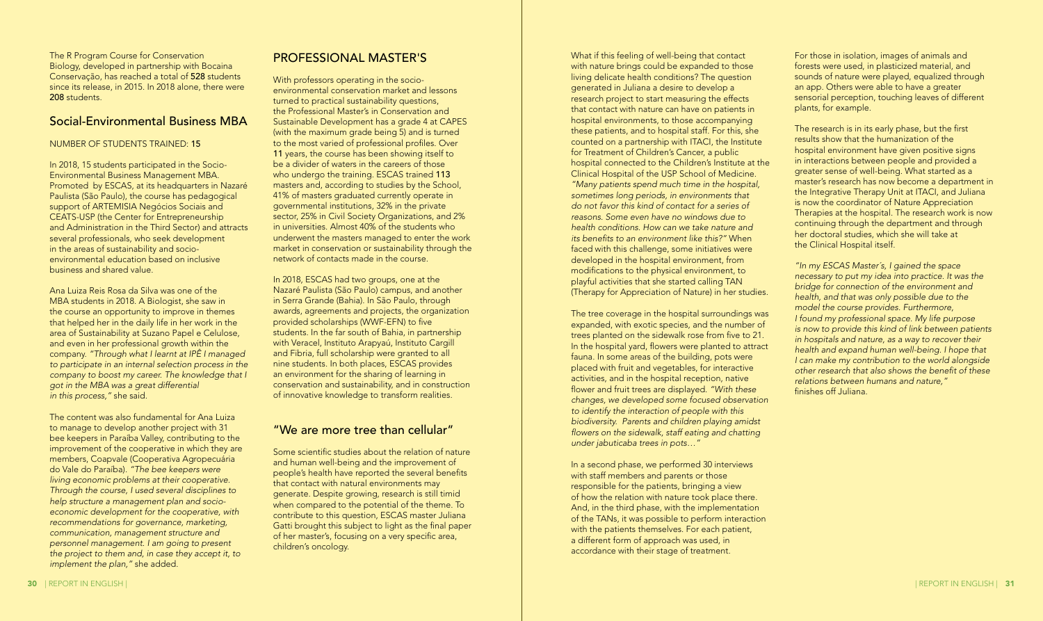The R Program Course for Conservation Biology, developed in partnership with Bocaina Conservação, has reached a total of **528** students since its release, in 2015. In 2018 alone, there were **208** students.

## Social-Environmental Business MBA

NUMBER OF STUDENTS TRAINED: **15**

In 2018, 15 students participated in the Socio-Environmental Business Management MBA. Promoted by ESCAS, at its headquarters in Nazaré Paulista (São Paulo), the course has pedagogical support of ARTEMISIA Negócios Sociais and CEATS-USP (the Center for Entrepreneurship and Administration in the Third Sector) and attracts several professionals, who seek development in the areas of sustainability and socio-environmental education based on inclusive business and shared value.

Ana Luiza Reis Rosa da Silva was one of the MBA students in 2018. A Biologist, she saw in the course an opportunity to improve in themes that helped her in the daily life in her work in the area of Sustainability at Suzano Papel e Celulose, and even in her professional growth within the company. *"Through what I learnt at IPÊ I managed to participate in an internal selection process in the company to boost my career. The knowledge that I got in the MBA was a great differential in this process,"* she said.

The content was also fundamental for Ana Luiza to manage to develop another project with 31 bee keepers in Paraíba Valley, contributing to the improvement of the cooperative in which they are members, Coapvale (Cooperativa Agropecuária do Vale do Paraíba). *"The bee keepers were living economic problems at their cooperative. Through the course, I used several disciplines to help structure a management plan and socio-economic development for the cooperative, with recommendations for governance, marketing, communication, management structure and personnel management. I am going to present the project to them and, in case they accept it, to implement the plan,"* she added.

## PROFESSIONAL MASTER'S

With professors operating in the socio-environmental conservation market and lessons turned to practical sustainability questions, the Professional Master's in Conservation and Sustainable Development has a grade 4 at CAPES (with the maximum grade being 5) and is turned to the most varied of professional profiles. Over **11** years, the course has been showing itself to be a divider of waters in the careers of those who undergo the training. ESCAS trained **113** masters and, according to studies by the School, 41% of masters graduated currently operate in governmental institutions, 32% in the private sector, 25% in Civil Society Organizations, and 2% in universities. Almost 40% of the students who underwent the masters managed to enter the work market in conservation or sustainability through the network of contacts made in the course.

In 2018, ESCAS had two groups, one at the Nazaré Paulista (São Paulo) campus, and another in Serra Grande (Bahia). In São Paulo, through awards, agreements and projects, the organization provided scholarships (WWF-EFN) to five students. In the far south of Bahia, in partnership with Veracel, Instituto Arapyaú, Instituto Cargill and Fibria, full scholarship were granted to all nine students. In both places, ESCAS provides an environment for the sharing of learning in conservation and sustainability, and in construction of innovative knowledge to transform realities.

## "We are more tree than cellular"

Some scientific studies about the relation of nature and human well-being and the improvement of people's health have reported the several benefits that contact with natural environments may generate. Despite growing, research is still timid when compared to the potential of the theme. To contribute to this question, ESCAS master Juliana Gatti brought this subject to light as the final paper of her master's, focusing on a very specific area, children's oncology.

What if this feeling of well-being that contact with nature brings could be expanded to those living delicate health conditions? The question generated in Juliana a desire to develop a research project to start measuring the effects that contact with nature can have on patients in hospital environments, to those accompanying these patients, and to hospital staff. For this, she counted on a partnership with ITACI, the Institute for Treatment of Children's Cancer, a public hospital connected to the Children's Institute at the Clinical Hospital of the USP School of Medicine. *"Many patients spend much time in the hospital, sometimes long periods, in environments that do not favor this kind of contact for a series of reasons. Some even have no windows due to health conditions. How can we take nature and its benefits to an environment like this?"* When faced with this challenge, some initiatives were developed in the hospital environment, from modifications to the physical environment, to playful activities that she started calling TAN (Therapy for Appreciation of Nature) in her studies.

The tree coverage in the hospital surroundings was expanded, with exotic species, and the number of trees planted on the sidewalk rose from five to 21. In the hospital yard, flowers were planted to attract fauna. In some areas of the building, pots were placed with fruit and vegetables, for interactive activities, and in the hospital reception, native flower and fruit trees are displayed. *"With these changes, we developed some focused observation to identify the interaction of people with this biodiversity. Parents and children playing amidst flowers on the sidewalk, staff eating and chatting under jabuticaba trees in pots…"*

In a second phase, we performed 30 interviews with staff members and parents or those responsible for the patients, bringing a view of how the relation with nature took place there. And, in the third phase, with the implementation of the TANs, it was possible to perform interaction with the patients themselves. For each patient, a different form of approach was used, in accordance with their stage of treatment.

For those in isolation, images of animals and forests were used, in plasticized material, and sounds of nature were played, equalized through an app. Others were able to have a greater sensorial perception, touching leaves of different plants, for example.

The research is in its early phase, but the first results show that the humanization of the hospital environment have given positive signs in interactions between people and provided a greater sense of well-being. What started as a master's research has now become a department in the Integrative Therapy Unit at ITACI, and Juliana is now the coordinator of Nature Appreciation Therapies at the hospital. The research work is now continuing through the department and through her doctoral studies, which she will take at the Clinical Hospital itself.

*"In my ESCAS Master´s, I gained the space necessary to put my idea into practice. It was the bridge for connection of the environment and health, and that was only possible due to the model the course provides. Furthermore, I found my professional space. My life purpose is now to provide this kind of link between patients in hospitals and nature, as a way to recover their health and expand human well-being. I hope that I can make my contribution to the world alongside other research that also shows the benefit of these relations between humans and nature,"* finishes off Juliana.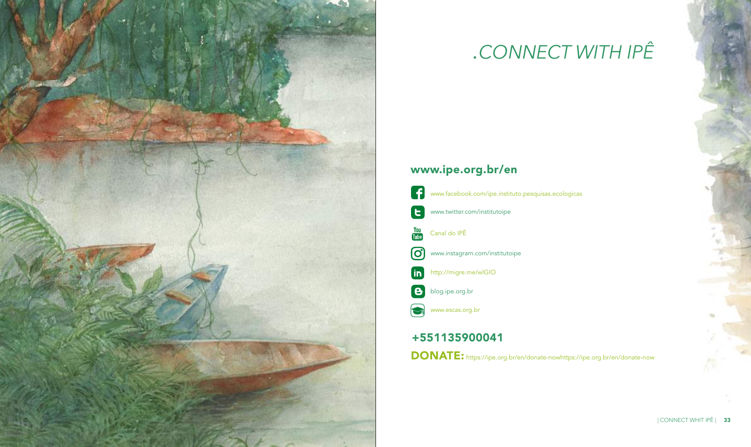# .CONNECT WITH IPÊ

## www.ipe.org.br/en

- www.facebook.com/ipe.instituto.pesquisas.ecologicas
- www.twitter.com/institutoipe
- Canal do IPÊ
- www.instagram.com/institutoipe
- http://migre.me/wIGIO
- blog.ipe.org.br
- www.escas.org.br

## +551135900041

**DONATE:** https://ipe.org.br/en/donate-nowhttps://ipe.org.br/en/donate-now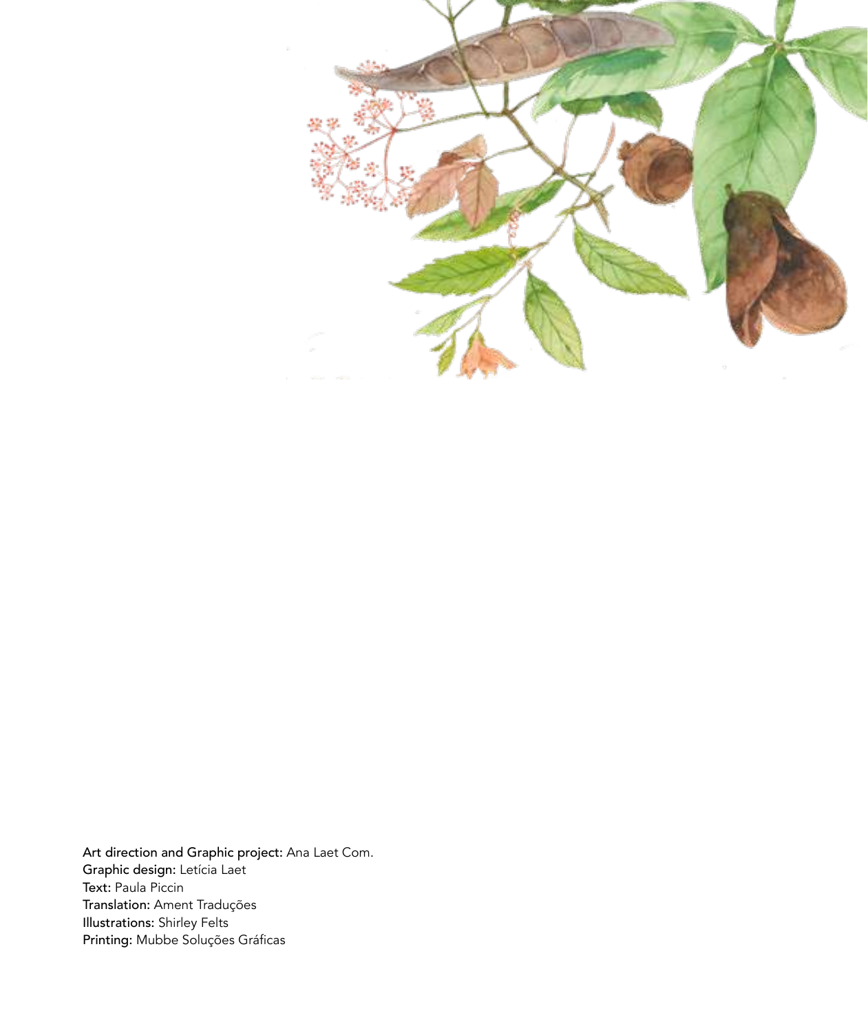**Art direction and Graphic project:** Ana Laet Com.
**Graphic design:** Letícia Laet
**Text:** Paula Piccin
**Translation:** Ament Traduções
**Illustrations:** Shirley Felts
**Printing:** Mubbe Soluções Gráficas